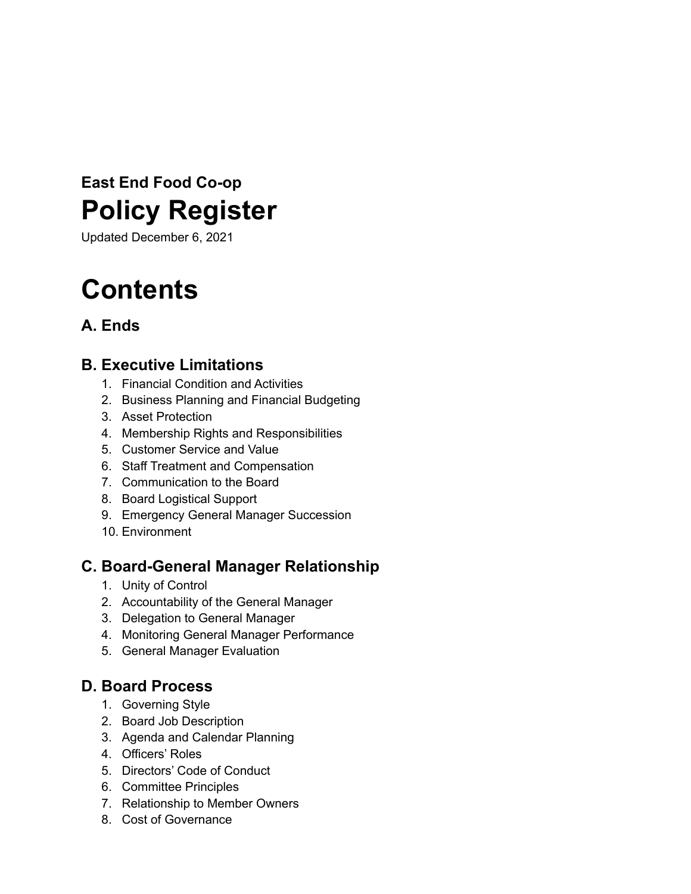### East End Food Co-op

# Policy Register

Updated December 6, 2021

# Contents

## A. Ends

## B. Executive Limitations

1. Financial Condition and Activities
2. Business Planning and Financial Budgeting
3. Asset Protection
4. Membership Rights and Responsibilities
5. Customer Service and Value
6. Staff Treatment and Compensation
7. Communication to the Board
8. Board Logistical Support
9. Emergency General Manager Succession
10. Environment

## C. Board-General Manager Relationship

1. Unity of Control
2. Accountability of the General Manager
3. Delegation to General Manager
4. Monitoring General Manager Performance
5. General Manager Evaluation

## D. Board Process

1. Governing Style
2. Board Job Description
3. Agenda and Calendar Planning
4. Officers' Roles
5. Directors' Code of Conduct
6. Committee Principles
7. Relationship to Member Owners
8. Cost of Governance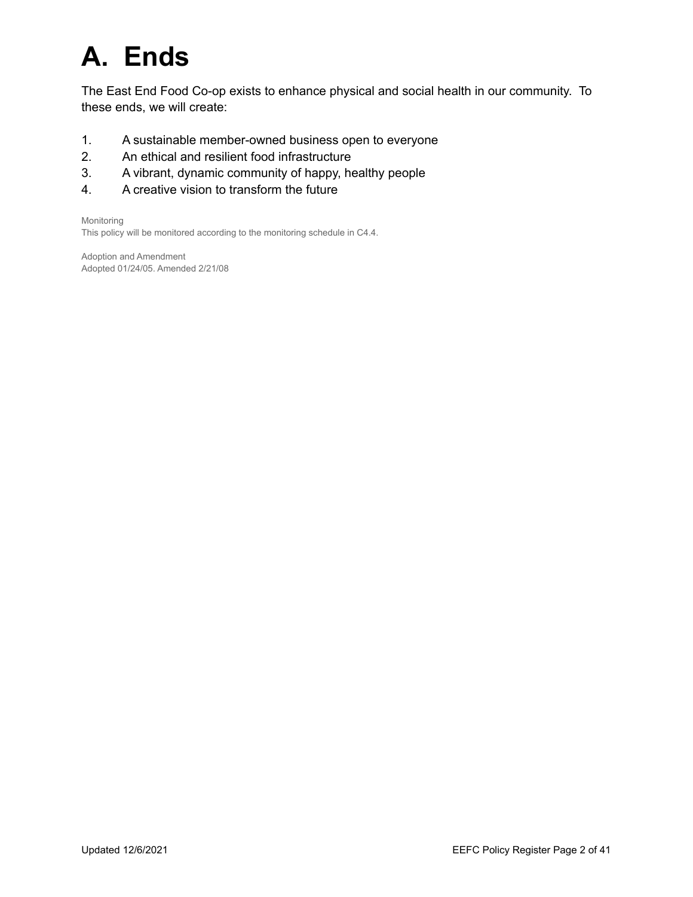# A. Ends

The East End Food Co-op exists to enhance physical and social health in our community. To these ends, we will create:

1. A sustainable member-owned business open to everyone
2. An ethical and resilient food infrastructure
3. A vibrant, dynamic community of happy, healthy people
4. A creative vision to transform the future

Monitoring
This policy will be monitored according to the monitoring schedule in C4.4.

Adoption and Amendment
Adopted 01/24/05. Amended 2/21/08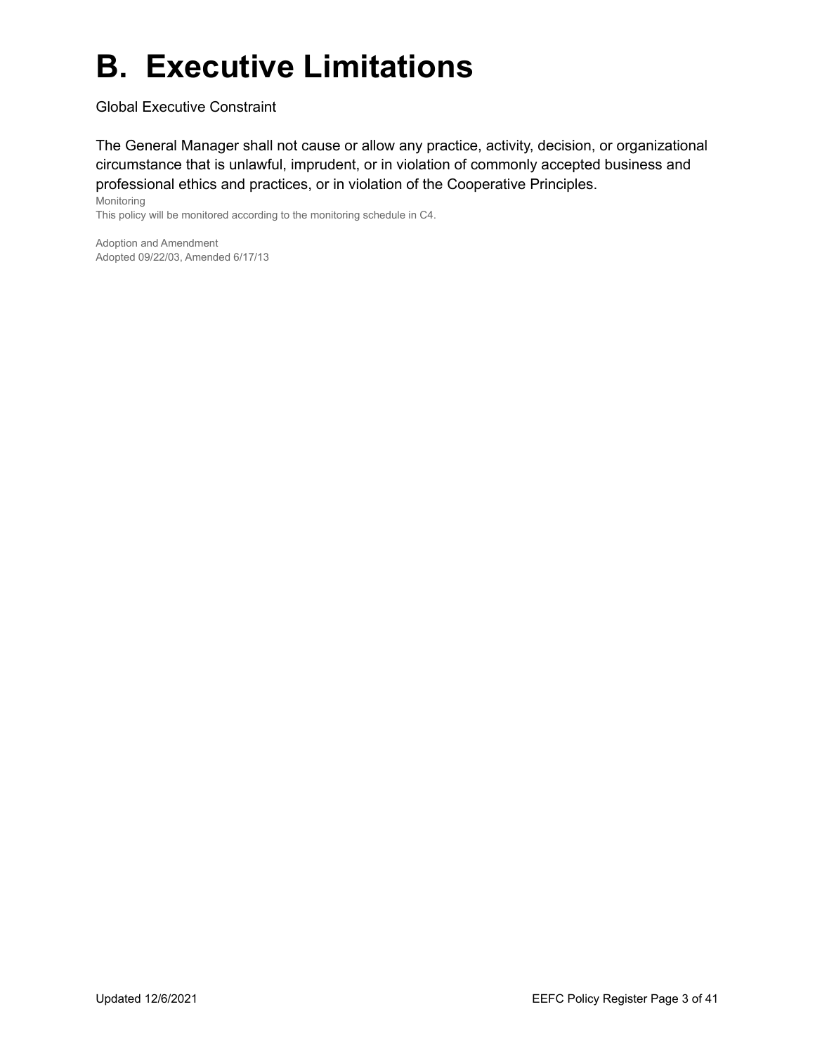# B. Executive Limitations

Global Executive Constraint

The General Manager shall not cause or allow any practice, activity, decision, or organizational circumstance that is unlawful, imprudent, or in violation of commonly accepted business and professional ethics and practices, or in violation of the Cooperative Principles.

Monitoring

This policy will be monitored according to the monitoring schedule in C4.

Adoption and Amendment

Adopted 09/22/03, Amended 6/17/13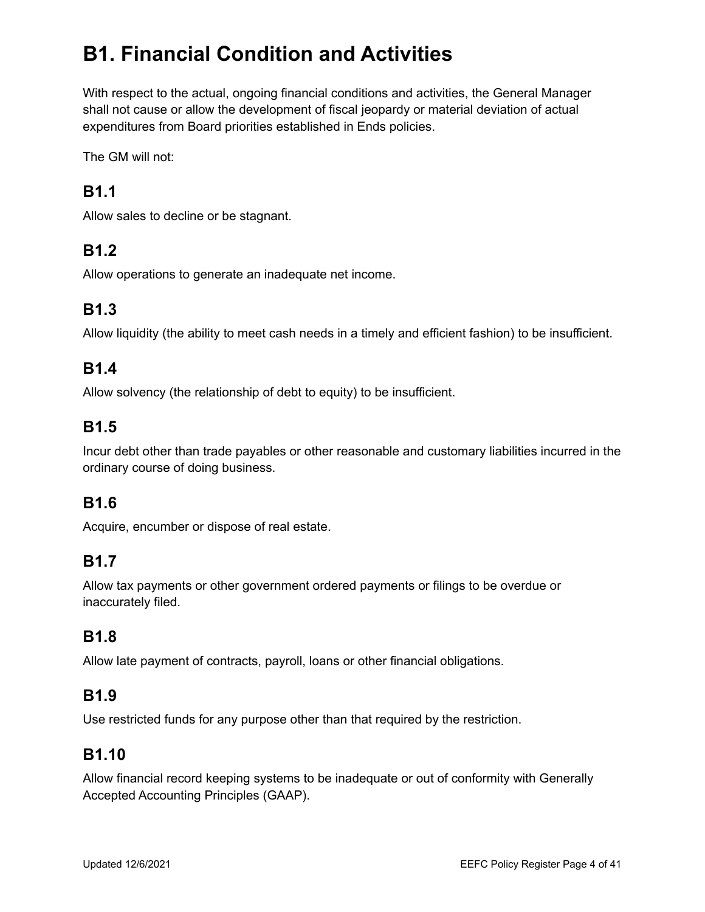# B1. Financial Condition and Activities

With respect to the actual, ongoing financial conditions and activities, the General Manager shall not cause or allow the development of fiscal jeopardy or material deviation of actual expenditures from Board priorities established in Ends policies.

The GM will not:

## B1.1

Allow sales to decline or be stagnant.

## B1.2

Allow operations to generate an inadequate net income.

## B1.3

Allow liquidity (the ability to meet cash needs in a timely and efficient fashion) to be insufficient.

## B1.4

Allow solvency (the relationship of debt to equity) to be insufficient.

## B1.5

Incur debt other than trade payables or other reasonable and customary liabilities incurred in the ordinary course of doing business.

## B1.6

Acquire, encumber or dispose of real estate.

## B1.7

Allow tax payments or other government ordered payments or filings to be overdue or inaccurately filed.

## B1.8

Allow late payment of contracts, payroll, loans or other financial obligations.

## B1.9

Use restricted funds for any purpose other than that required by the restriction.

## B1.10

Allow financial record keeping systems to be inadequate or out of conformity with Generally Accepted Accounting Principles (GAAP).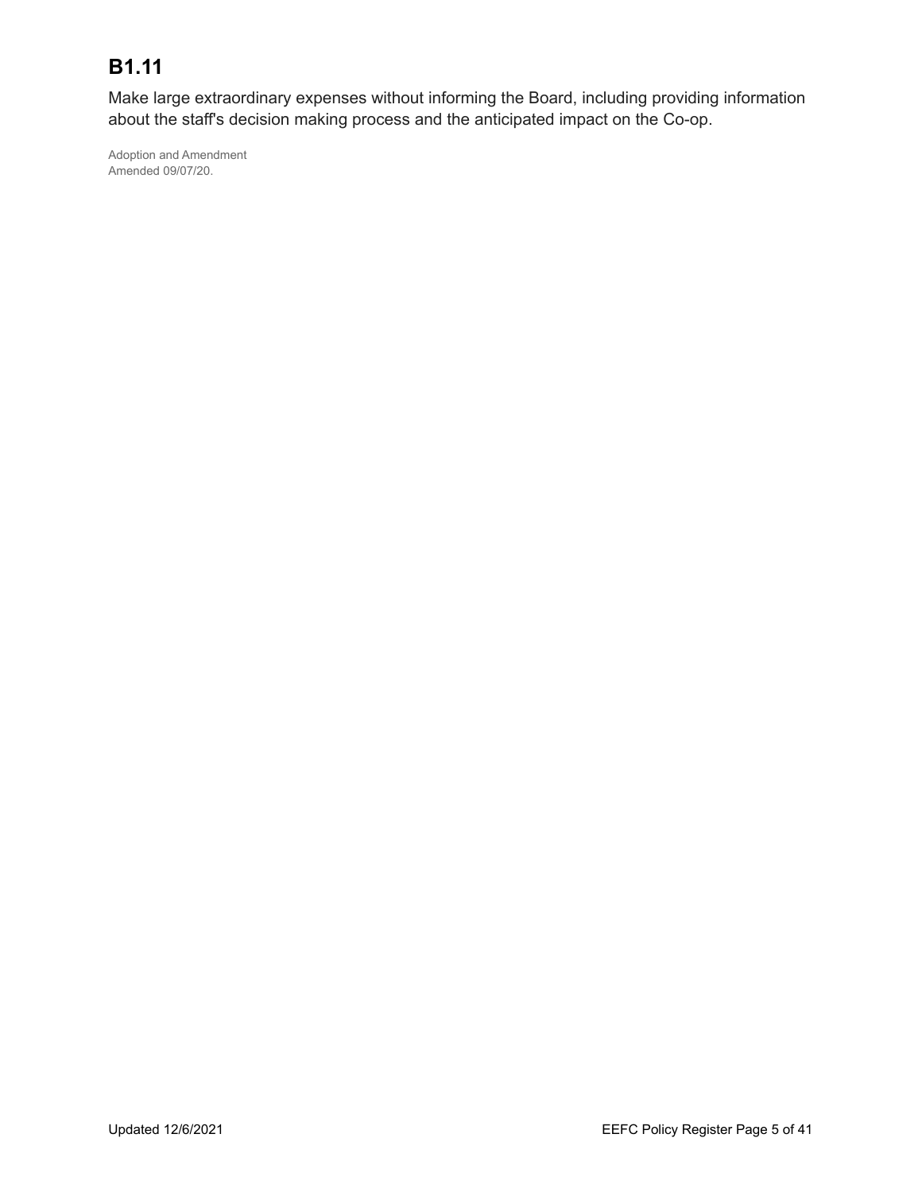## B1.11

Make large extraordinary expenses without informing the Board, including providing information about the staff's decision making process and the anticipated impact on the Co-op.

Adoption and Amendment
Amended 09/07/20.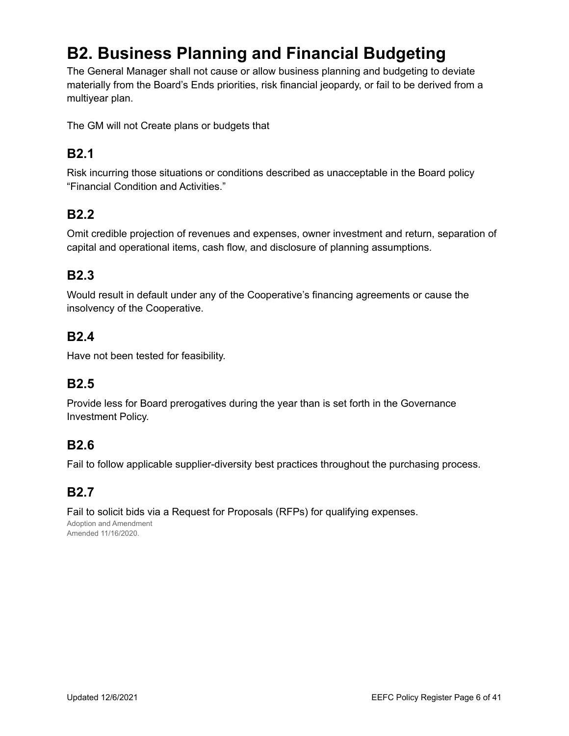# B2. Business Planning and Financial Budgeting

The General Manager shall not cause or allow business planning and budgeting to deviate materially from the Board's Ends priorities, risk financial jeopardy, or fail to be derived from a multiyear plan.

The GM will not Create plans or budgets that

## B2.1

Risk incurring those situations or conditions described as unacceptable in the Board policy "Financial Condition and Activities."

## B2.2

Omit credible projection of revenues and expenses, owner investment and return, separation of capital and operational items, cash flow, and disclosure of planning assumptions.

## B2.3

Would result in default under any of the Cooperative's financing agreements or cause the insolvency of the Cooperative.

## B2.4

Have not been tested for feasibility.

## B2.5

Provide less for Board prerogatives during the year than is set forth in the Governance Investment Policy.

## B2.6

Fail to follow applicable supplier-diversity best practices throughout the purchasing process.

## B2.7

Fail to solicit bids via a Request for Proposals (RFPs) for qualifying expenses.

Adoption and Amendment
Amended 11/16/2020.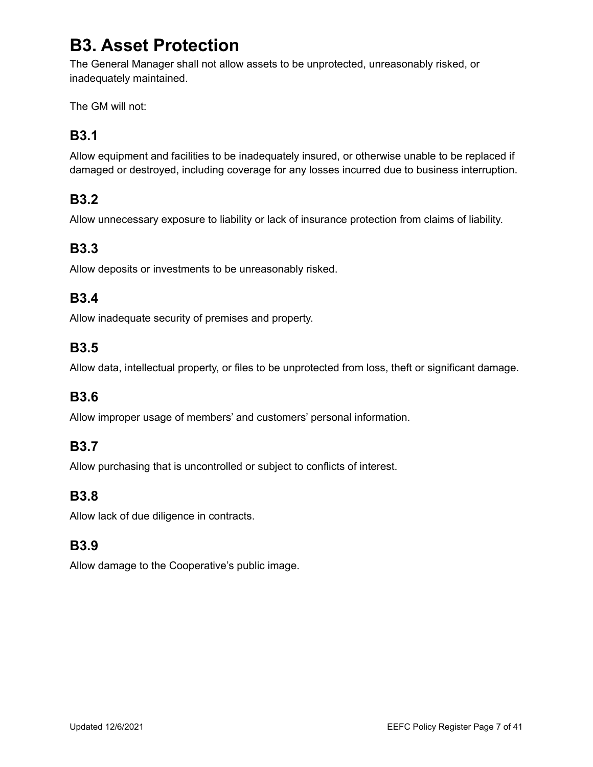# B3. Asset Protection

The General Manager shall not allow assets to be unprotected, unreasonably risked, or inadequately maintained.

The GM will not:

## B3.1

Allow equipment and facilities to be inadequately insured, or otherwise unable to be replaced if damaged or destroyed, including coverage for any losses incurred due to business interruption.

## B3.2

Allow unnecessary exposure to liability or lack of insurance protection from claims of liability.

## B3.3

Allow deposits or investments to be unreasonably risked.

## B3.4

Allow inadequate security of premises and property.

## B3.5

Allow data, intellectual property, or files to be unprotected from loss, theft or significant damage.

## B3.6

Allow improper usage of members' and customers' personal information.

## B3.7

Allow purchasing that is uncontrolled or subject to conflicts of interest.

## B3.8

Allow lack of due diligence in contracts.

## B3.9

Allow damage to the Cooperative's public image.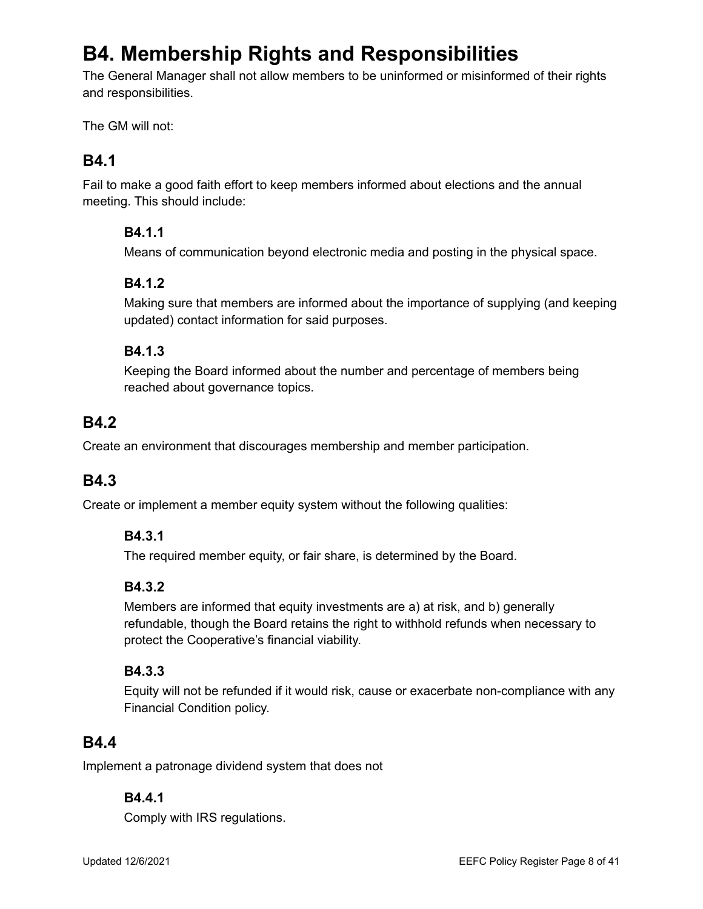# B4. Membership Rights and Responsibilities

The General Manager shall not allow members to be uninformed or misinformed of their rights and responsibilities.

The GM will not:

## B4.1

Fail to make a good faith effort to keep members informed about elections and the annual meeting. This should include:

### B4.1.1

Means of communication beyond electronic media and posting in the physical space.

### B4.1.2

Making sure that members are informed about the importance of supplying (and keeping updated) contact information for said purposes.

### B4.1.3

Keeping the Board informed about the number and percentage of members being reached about governance topics.

## B4.2

Create an environment that discourages membership and member participation.

## B4.3

Create or implement a member equity system without the following qualities:

### B4.3.1

The required member equity, or fair share, is determined by the Board.

### B4.3.2

Members are informed that equity investments are a) at risk, and b) generally refundable, though the Board retains the right to withhold refunds when necessary to protect the Cooperative's financial viability.

### B4.3.3

Equity will not be refunded if it would risk, cause or exacerbate non-compliance with any Financial Condition policy.

## B4.4

Implement a patronage dividend system that does not

### B4.4.1

Comply with IRS regulations.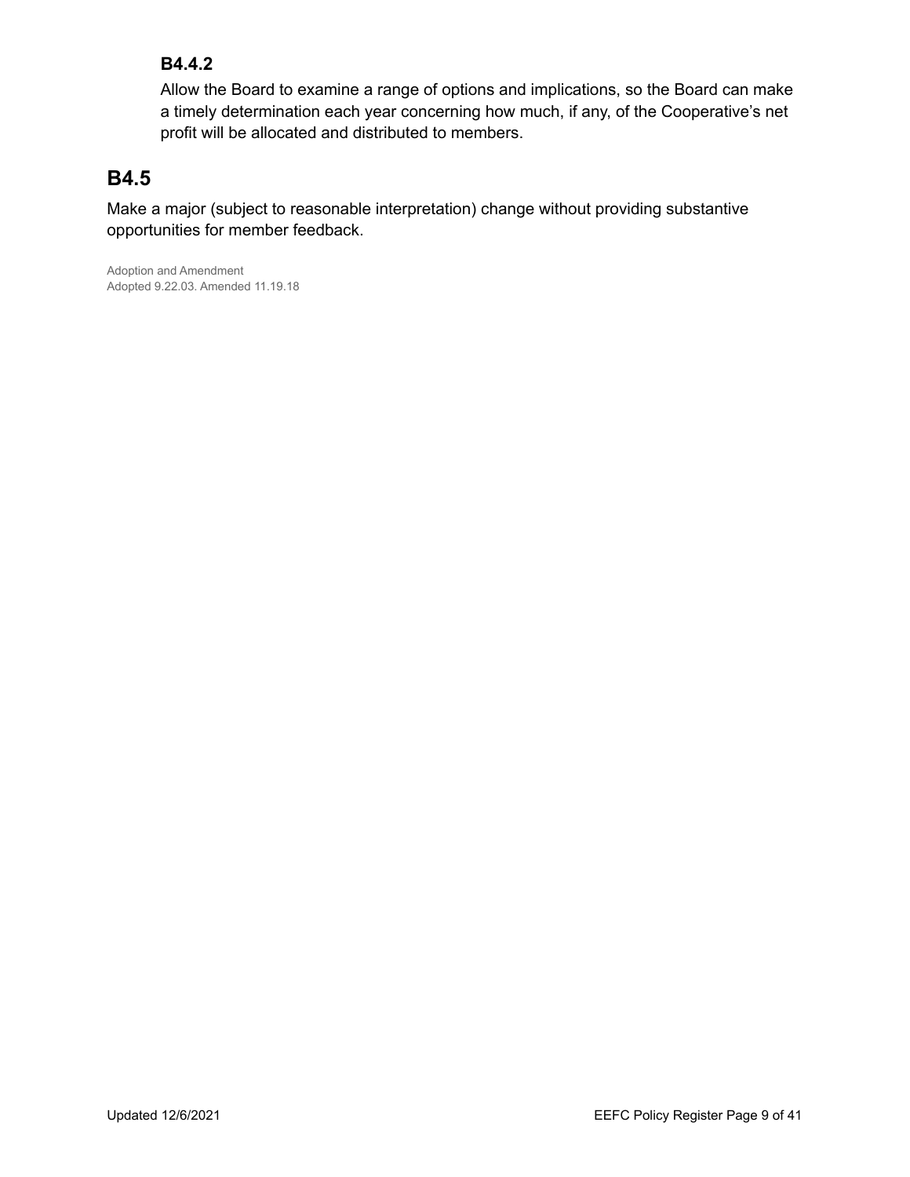### B4.4.2

Allow the Board to examine a range of options and implications, so the Board can make a timely determination each year concerning how much, if any, of the Cooperative's net profit will be allocated and distributed to members.

## B4.5

Make a major (subject to reasonable interpretation) change without providing substantive opportunities for member feedback.

Adoption and Amendment
Adopted 9.22.03. Amended 11.19.18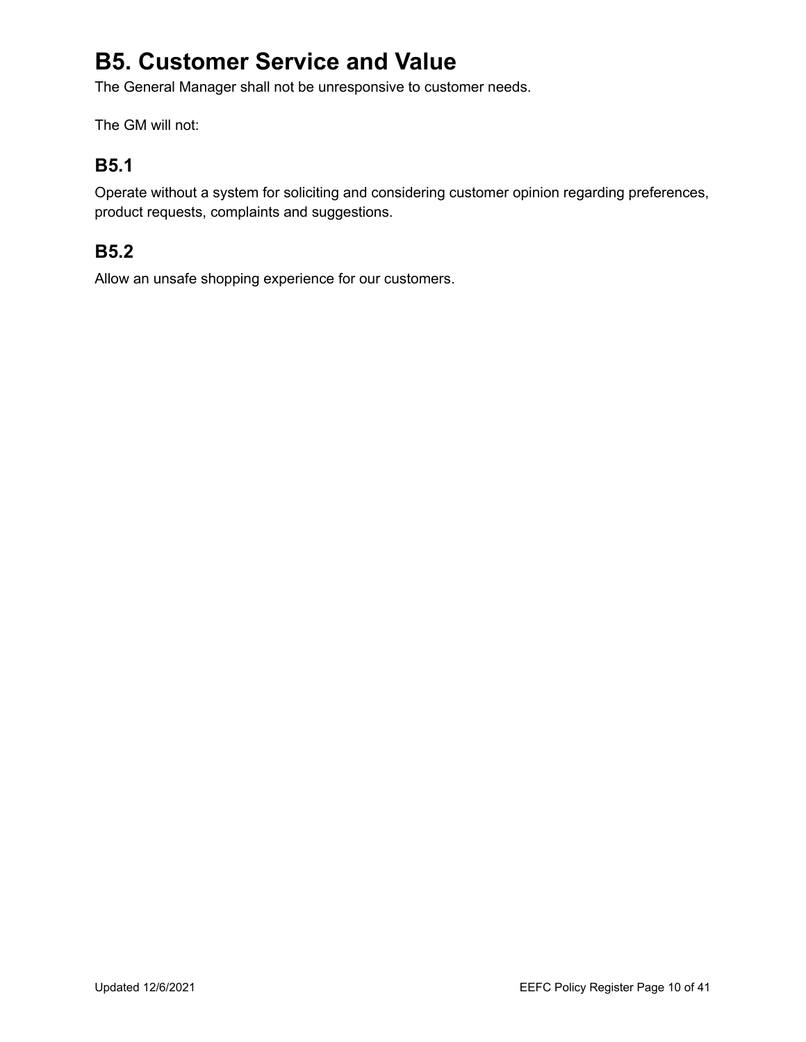# B5. Customer Service and Value

The General Manager shall not be unresponsive to customer needs.

The GM will not:

## B5.1

Operate without a system for soliciting and considering customer opinion regarding preferences, product requests, complaints and suggestions.

## B5.2

Allow an unsafe shopping experience for our customers.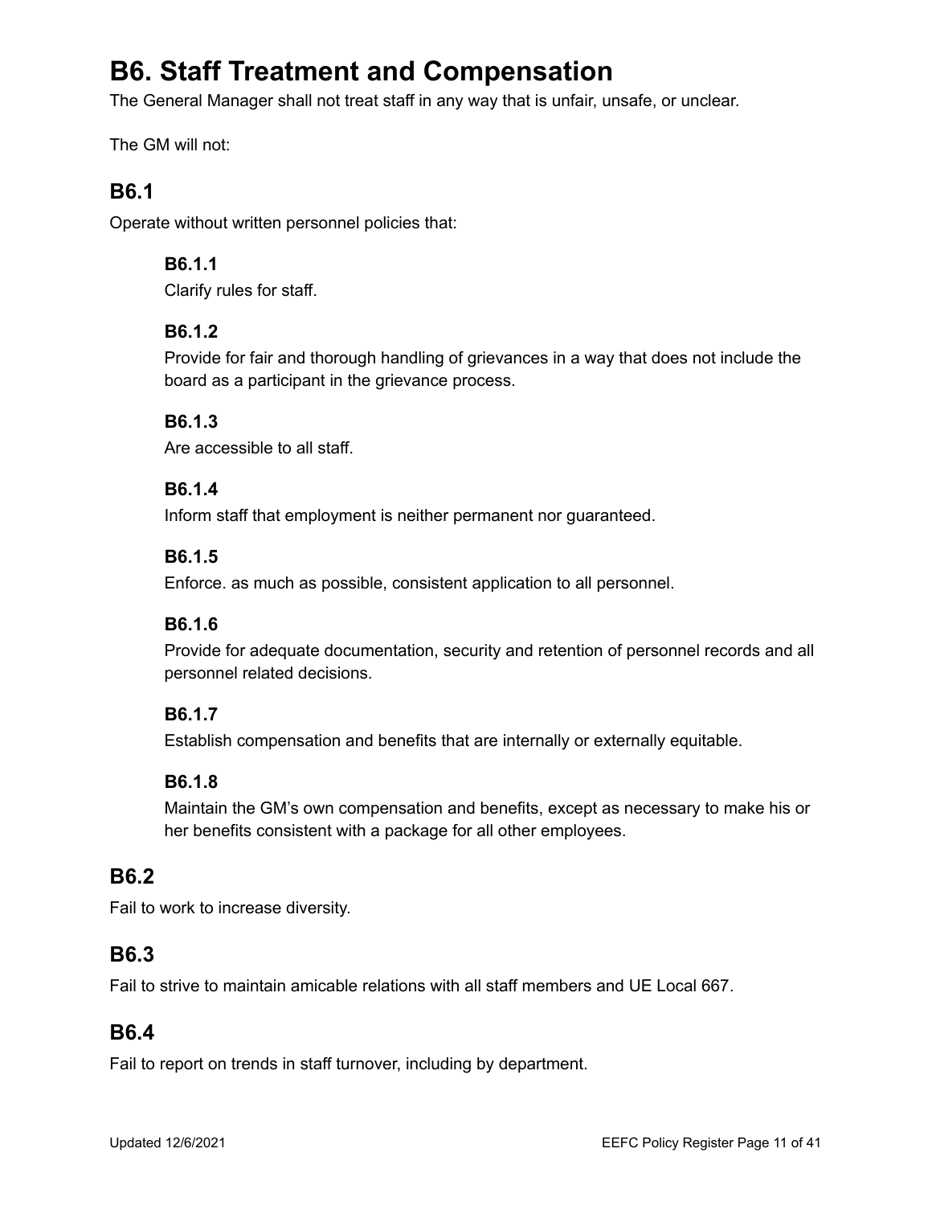# B6. Staff Treatment and Compensation

The General Manager shall not treat staff in any way that is unfair, unsafe, or unclear.

The GM will not:

## B6.1

Operate without written personnel policies that:

### B6.1.1

Clarify rules for staff.

### B6.1.2

Provide for fair and thorough handling of grievances in a way that does not include the board as a participant in the grievance process.

### B6.1.3

Are accessible to all staff.

### B6.1.4

Inform staff that employment is neither permanent nor guaranteed.

### B6.1.5

Enforce. as much as possible, consistent application to all personnel.

### B6.1.6

Provide for adequate documentation, security and retention of personnel records and all personnel related decisions.

### B6.1.7

Establish compensation and benefits that are internally or externally equitable.

### B6.1.8

Maintain the GM's own compensation and benefits, except as necessary to make his or her benefits consistent with a package for all other employees.

## B6.2

Fail to work to increase diversity.

## B6.3

Fail to strive to maintain amicable relations with all staff members and UE Local 667.

## B6.4

Fail to report on trends in staff turnover, including by department.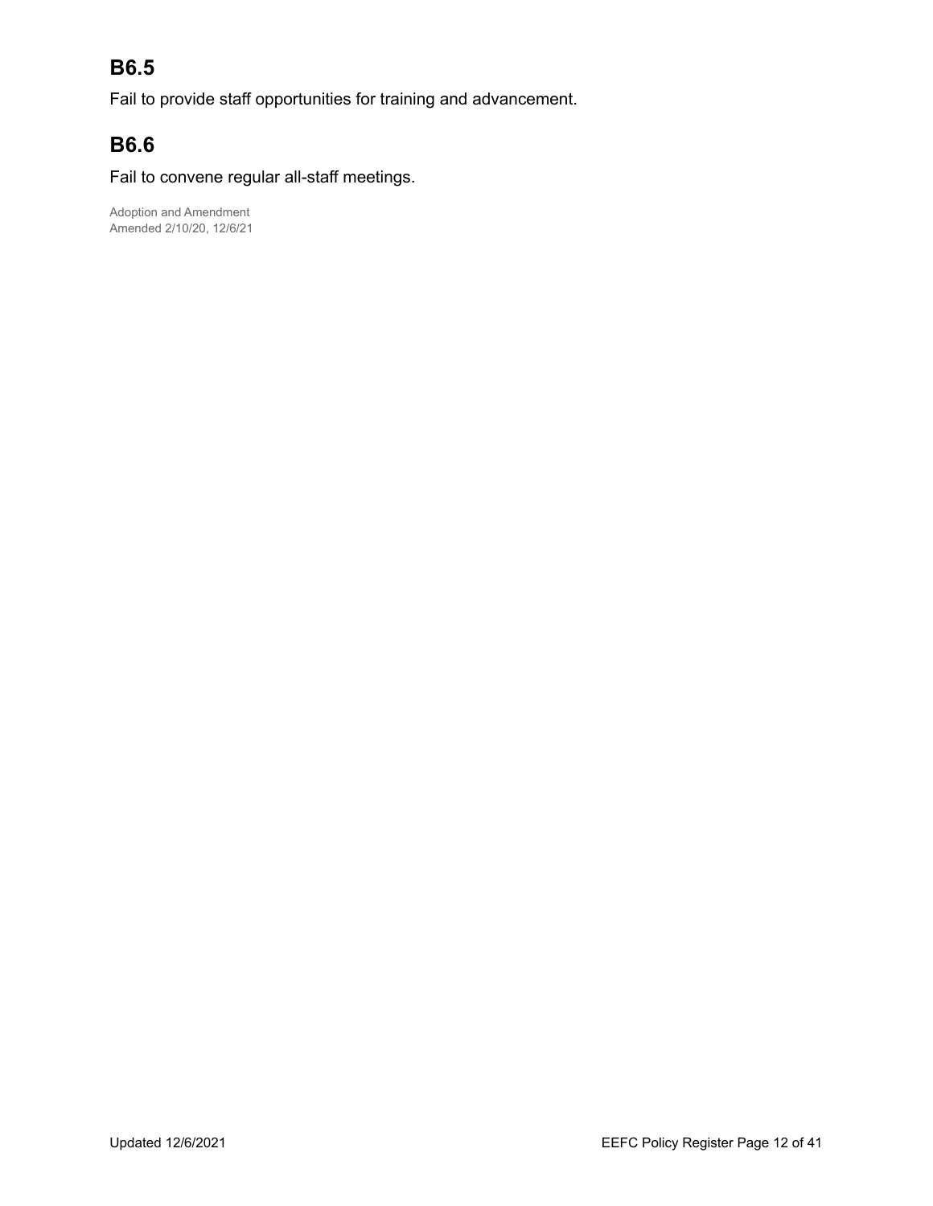## B6.5

Fail to provide staff opportunities for training and advancement.

## B6.6

Fail to convene regular all-staff meetings.

Adoption and Amendment
Amended 2/10/20, 12/6/21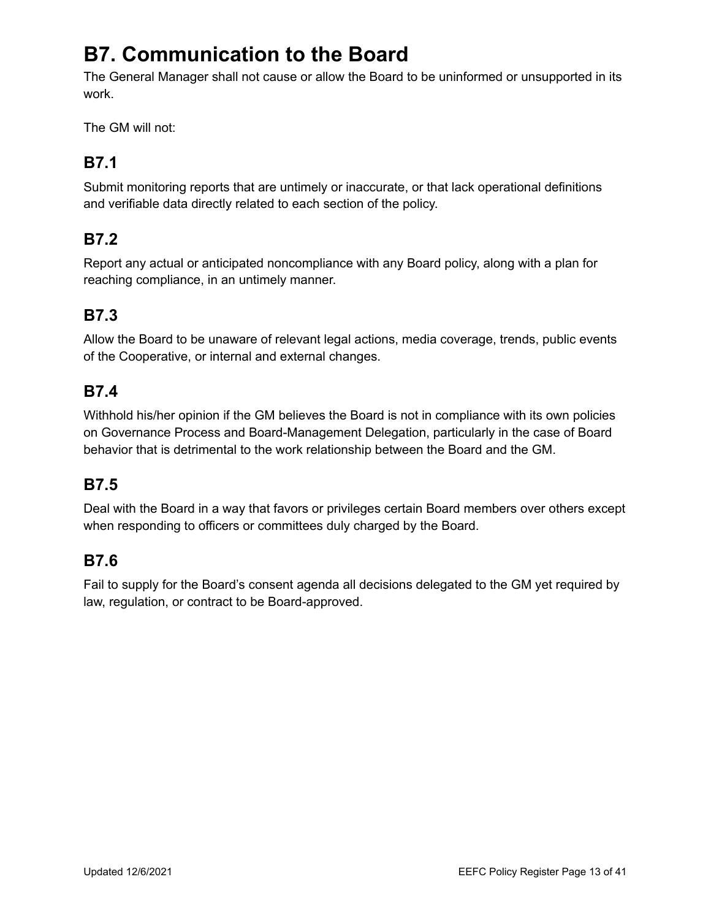# B7. Communication to the Board

The General Manager shall not cause or allow the Board to be uninformed or unsupported in its work.

The GM will not:

## B7.1

Submit monitoring reports that are untimely or inaccurate, or that lack operational definitions and verifiable data directly related to each section of the policy.

## B7.2

Report any actual or anticipated noncompliance with any Board policy, along with a plan for reaching compliance, in an untimely manner.

## B7.3

Allow the Board to be unaware of relevant legal actions, media coverage, trends, public events of the Cooperative, or internal and external changes.

## B7.4

Withhold his/her opinion if the GM believes the Board is not in compliance with its own policies on Governance Process and Board-Management Delegation, particularly in the case of Board behavior that is detrimental to the work relationship between the Board and the GM.

## B7.5

Deal with the Board in a way that favors or privileges certain Board members over others except when responding to officers or committees duly charged by the Board.

## B7.6

Fail to supply for the Board's consent agenda all decisions delegated to the GM yet required by law, regulation, or contract to be Board-approved.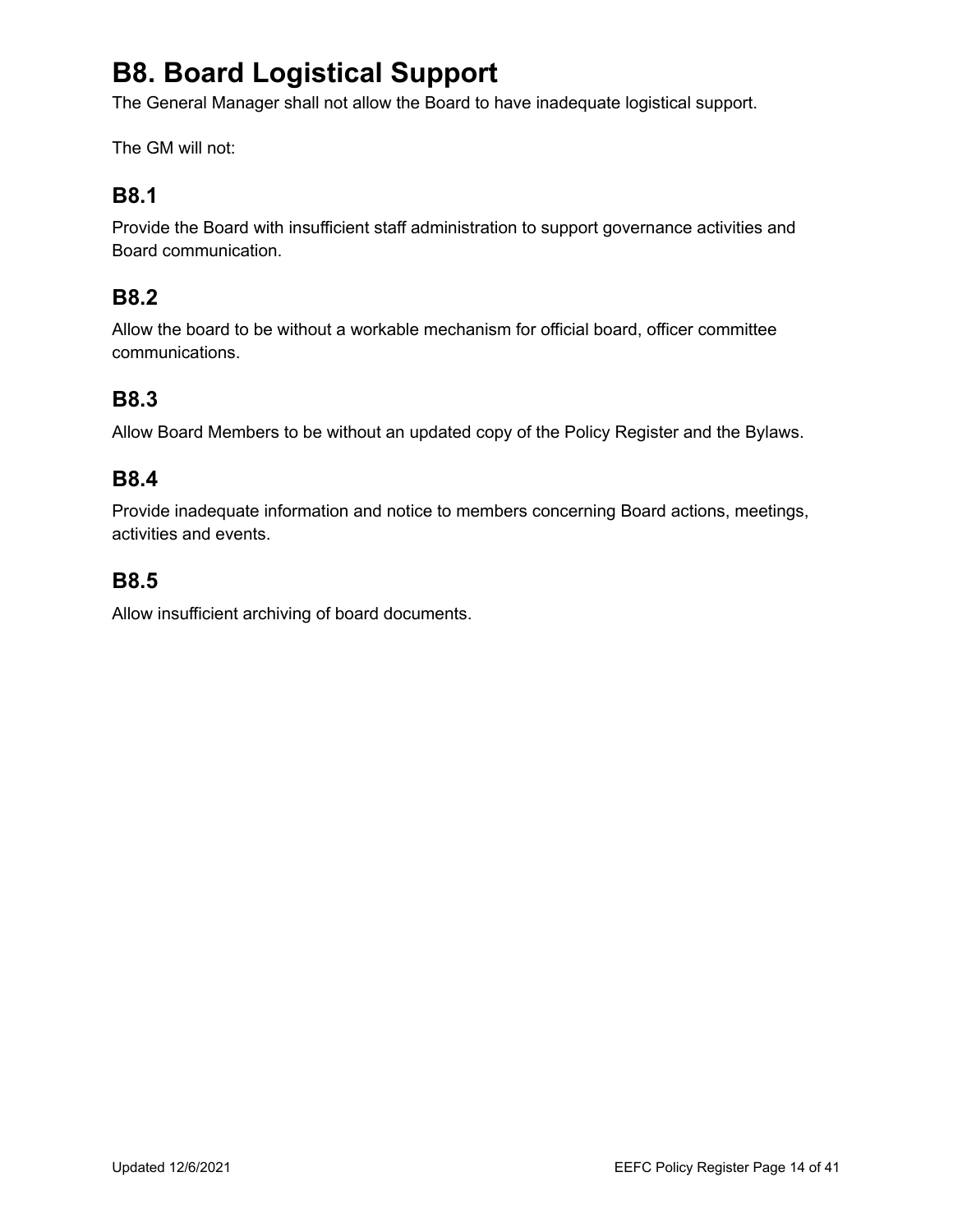# B8. Board Logistical Support

The General Manager shall not allow the Board to have inadequate logistical support.

The GM will not:

## B8.1

Provide the Board with insufficient staff administration to support governance activities and Board communication.

## B8.2

Allow the board to be without a workable mechanism for official board, officer committee communications.

## B8.3

Allow Board Members to be without an updated copy of the Policy Register and the Bylaws.

## B8.4

Provide inadequate information and notice to members concerning Board actions, meetings, activities and events.

## B8.5

Allow insufficient archiving of board documents.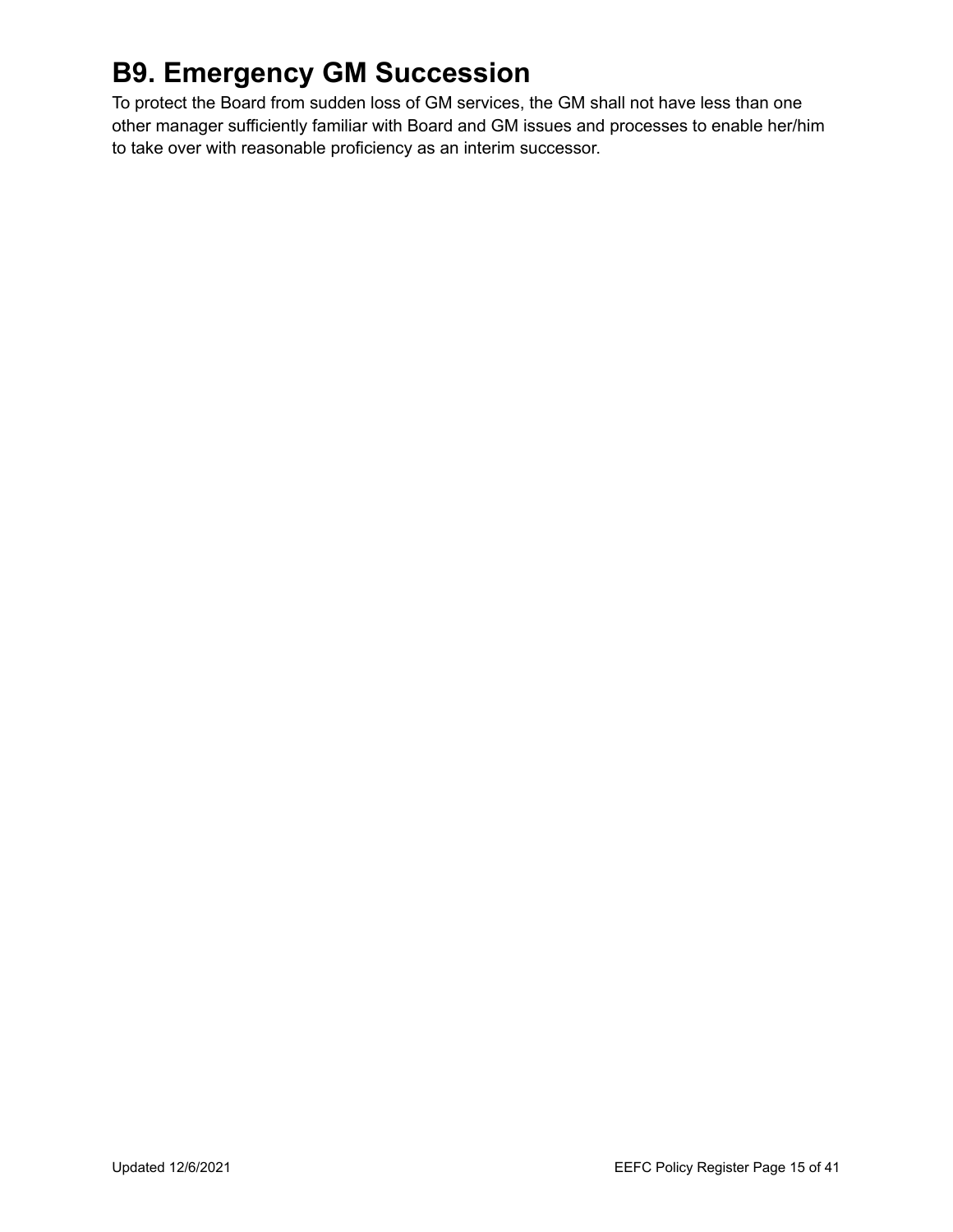# B9. Emergency GM Succession

To protect the Board from sudden loss of GM services, the GM shall not have less than one other manager sufficiently familiar with Board and GM issues and processes to enable her/him to take over with reasonable proficiency as an interim successor.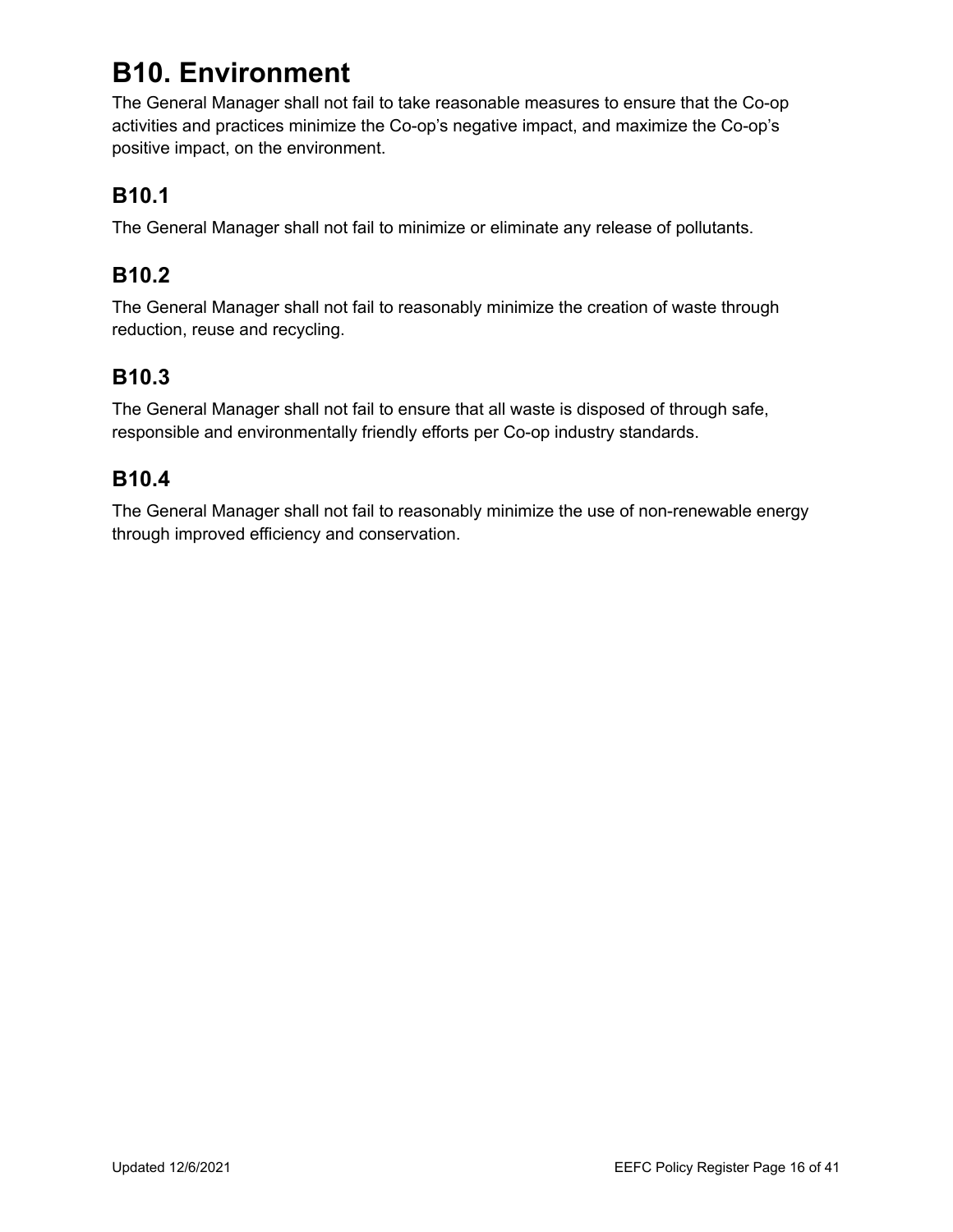# B10. Environment

The General Manager shall not fail to take reasonable measures to ensure that the Co-op activities and practices minimize the Co-op's negative impact, and maximize the Co-op's positive impact, on the environment.

## B10.1

The General Manager shall not fail to minimize or eliminate any release of pollutants.

## B10.2

The General Manager shall not fail to reasonably minimize the creation of waste through reduction, reuse and recycling.

## B10.3

The General Manager shall not fail to ensure that all waste is disposed of through safe, responsible and environmentally friendly efforts per Co-op industry standards.

## B10.4

The General Manager shall not fail to reasonably minimize the use of non-renewable energy through improved efficiency and conservation.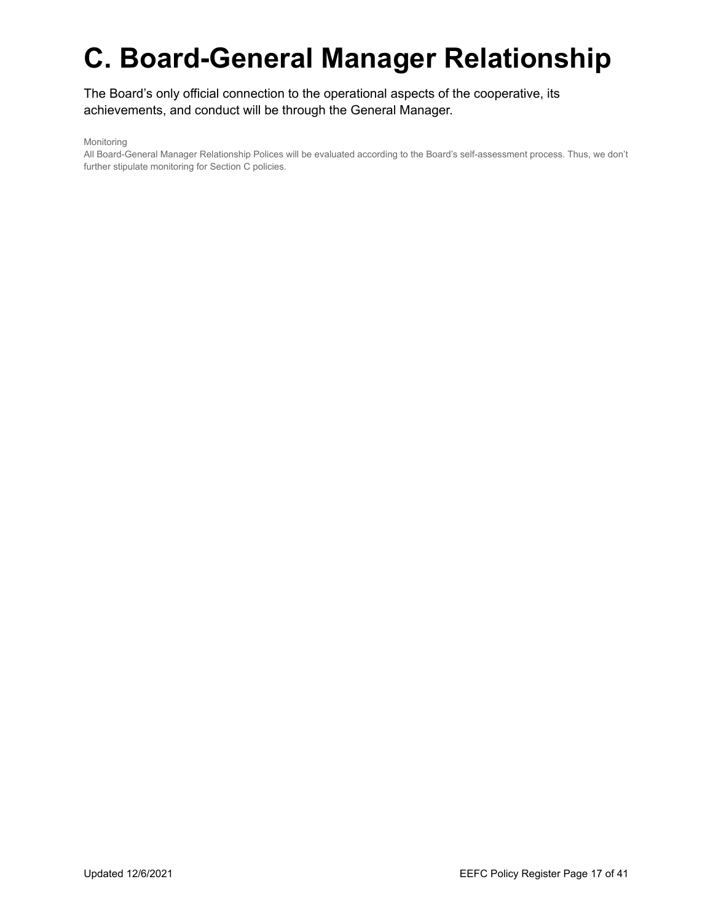# C. Board-General Manager Relationship

The Board’s only official connection to the operational aspects of the cooperative, its achievements, and conduct will be through the General Manager.

Monitoring

All Board-General Manager Relationship Polices will be evaluated according to the Board’s self-assessment process. Thus, we don’t further stipulate monitoring for Section C policies.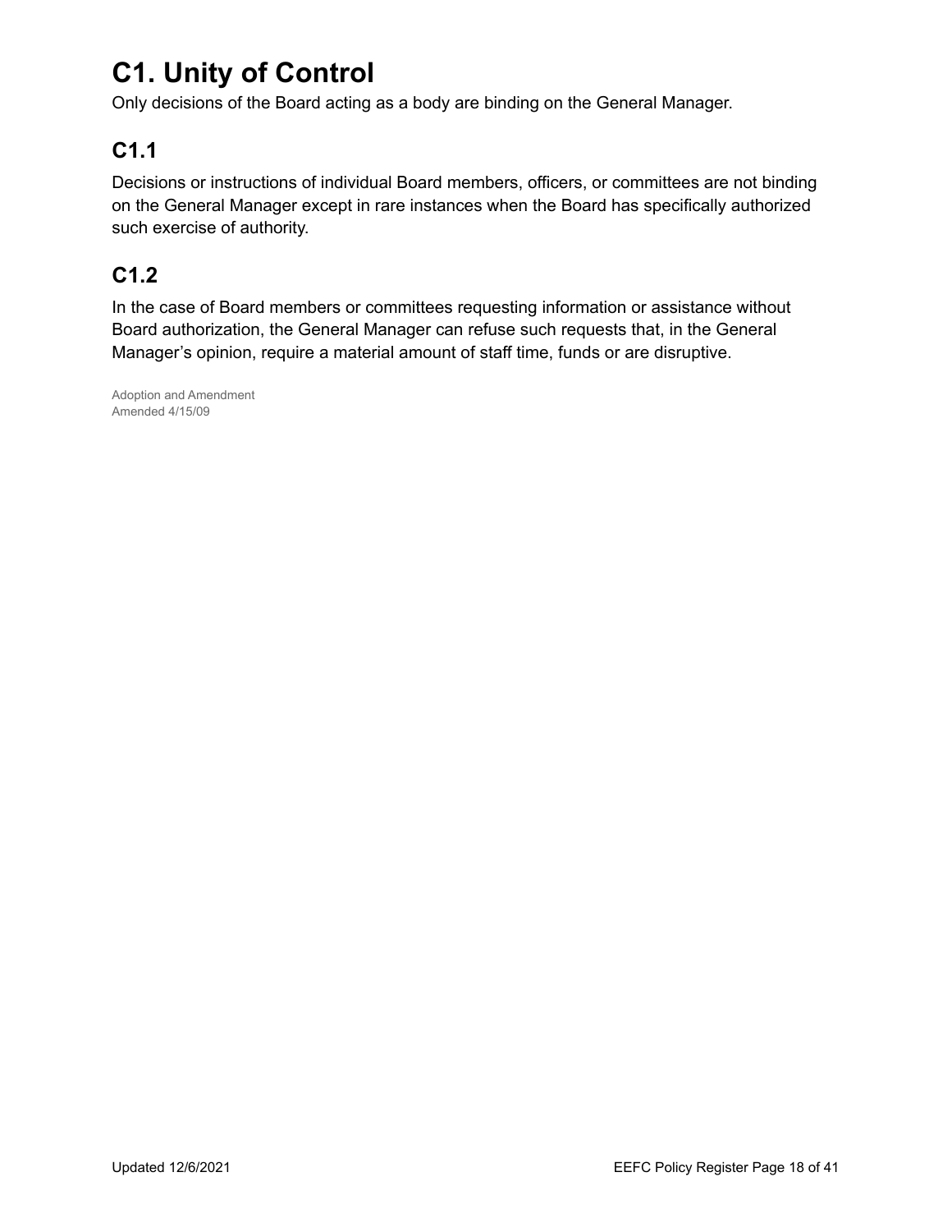# C1. Unity of Control

Only decisions of the Board acting as a body are binding on the General Manager.

## C1.1

Decisions or instructions of individual Board members, officers, or committees are not binding on the General Manager except in rare instances when the Board has specifically authorized such exercise of authority.

## C1.2

In the case of Board members or committees requesting information or assistance without Board authorization, the General Manager can refuse such requests that, in the General Manager's opinion, require a material amount of staff time, funds or are disruptive.

Adoption and Amendment
Amended 4/15/09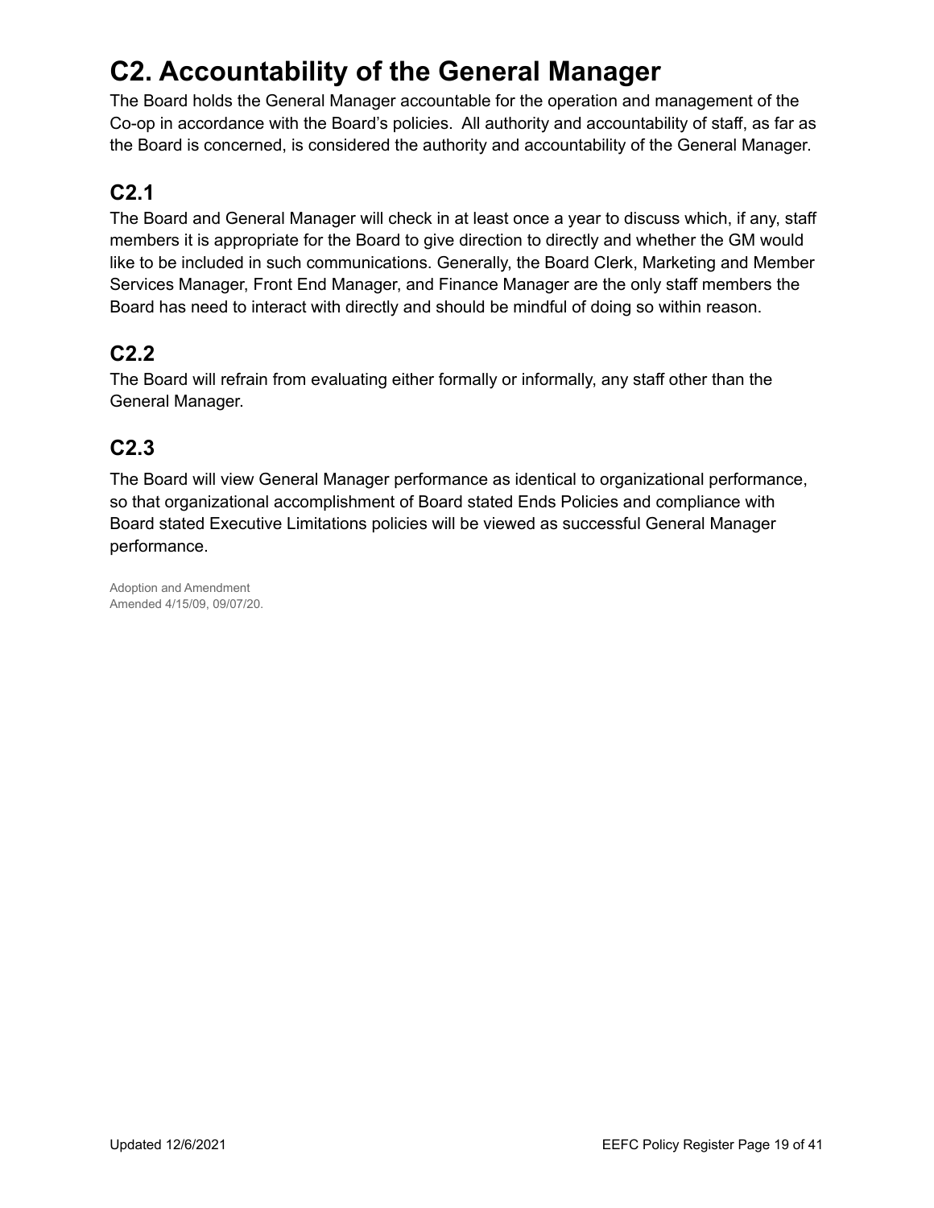# C2. Accountability of the General Manager

The Board holds the General Manager accountable for the operation and management of the Co-op in accordance with the Board's policies. All authority and accountability of staff, as far as the Board is concerned, is considered the authority and accountability of the General Manager.

## C2.1

The Board and General Manager will check in at least once a year to discuss which, if any, staff members it is appropriate for the Board to give direction to directly and whether the GM would like to be included in such communications. Generally, the Board Clerk, Marketing and Member Services Manager, Front End Manager, and Finance Manager are the only staff members the Board has need to interact with directly and should be mindful of doing so within reason.

## C2.2

The Board will refrain from evaluating either formally or informally, any staff other than the General Manager.

## C2.3

The Board will view General Manager performance as identical to organizational performance, so that organizational accomplishment of Board stated Ends Policies and compliance with Board stated Executive Limitations policies will be viewed as successful General Manager performance.

Adoption and Amendment
Amended 4/15/09, 09/07/20.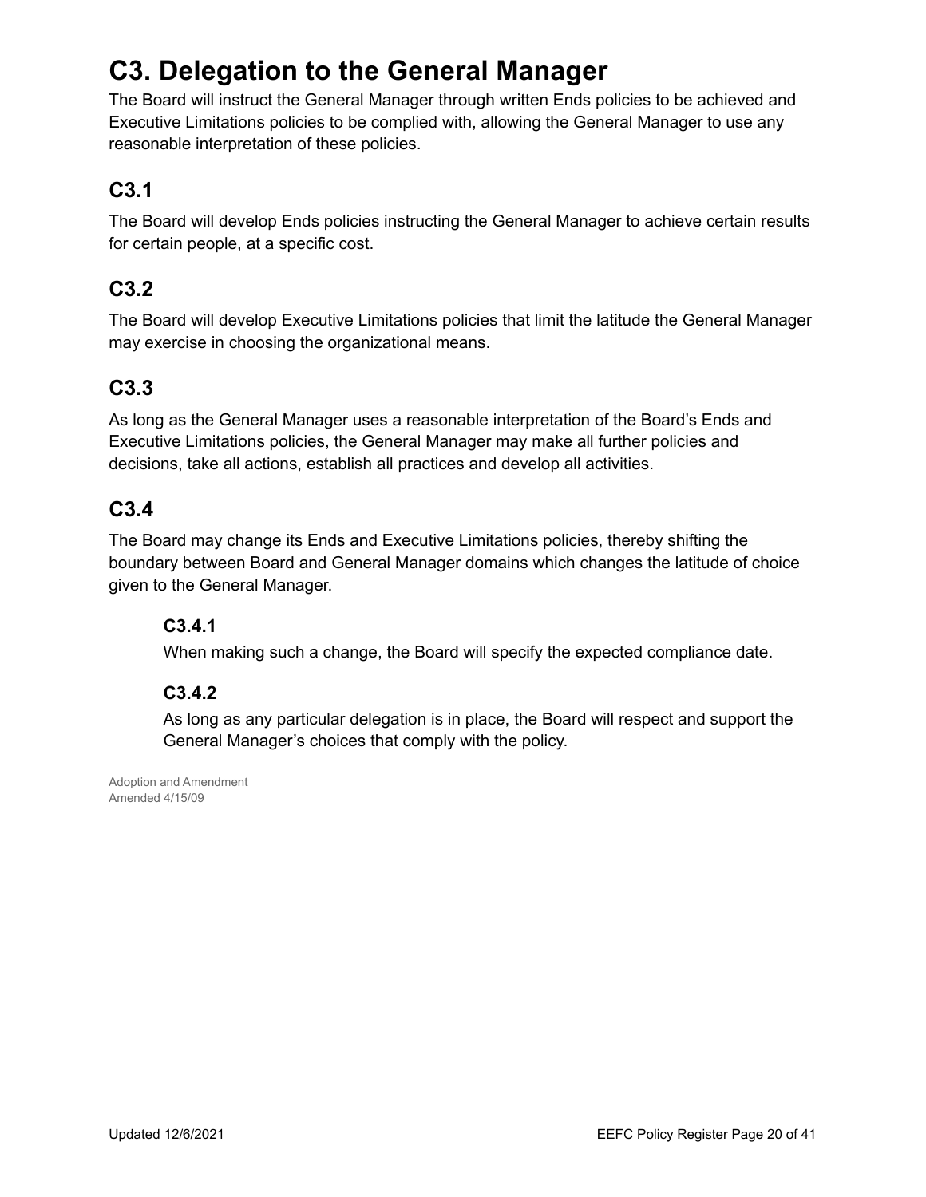# C3. Delegation to the General Manager

The Board will instruct the General Manager through written Ends policies to be achieved and Executive Limitations policies to be complied with, allowing the General Manager to use any reasonable interpretation of these policies.

## C3.1

The Board will develop Ends policies instructing the General Manager to achieve certain results for certain people, at a specific cost.

## C3.2

The Board will develop Executive Limitations policies that limit the latitude the General Manager may exercise in choosing the organizational means.

## C3.3

As long as the General Manager uses a reasonable interpretation of the Board's Ends and Executive Limitations policies, the General Manager may make all further policies and decisions, take all actions, establish all practices and develop all activities.

## C3.4

The Board may change its Ends and Executive Limitations policies, thereby shifting the boundary between Board and General Manager domains which changes the latitude of choice given to the General Manager.

### C3.4.1

When making such a change, the Board will specify the expected compliance date.

### C3.4.2

As long as any particular delegation is in place, the Board will respect and support the General Manager's choices that comply with the policy.

Adoption and Amendment
Amended 4/15/09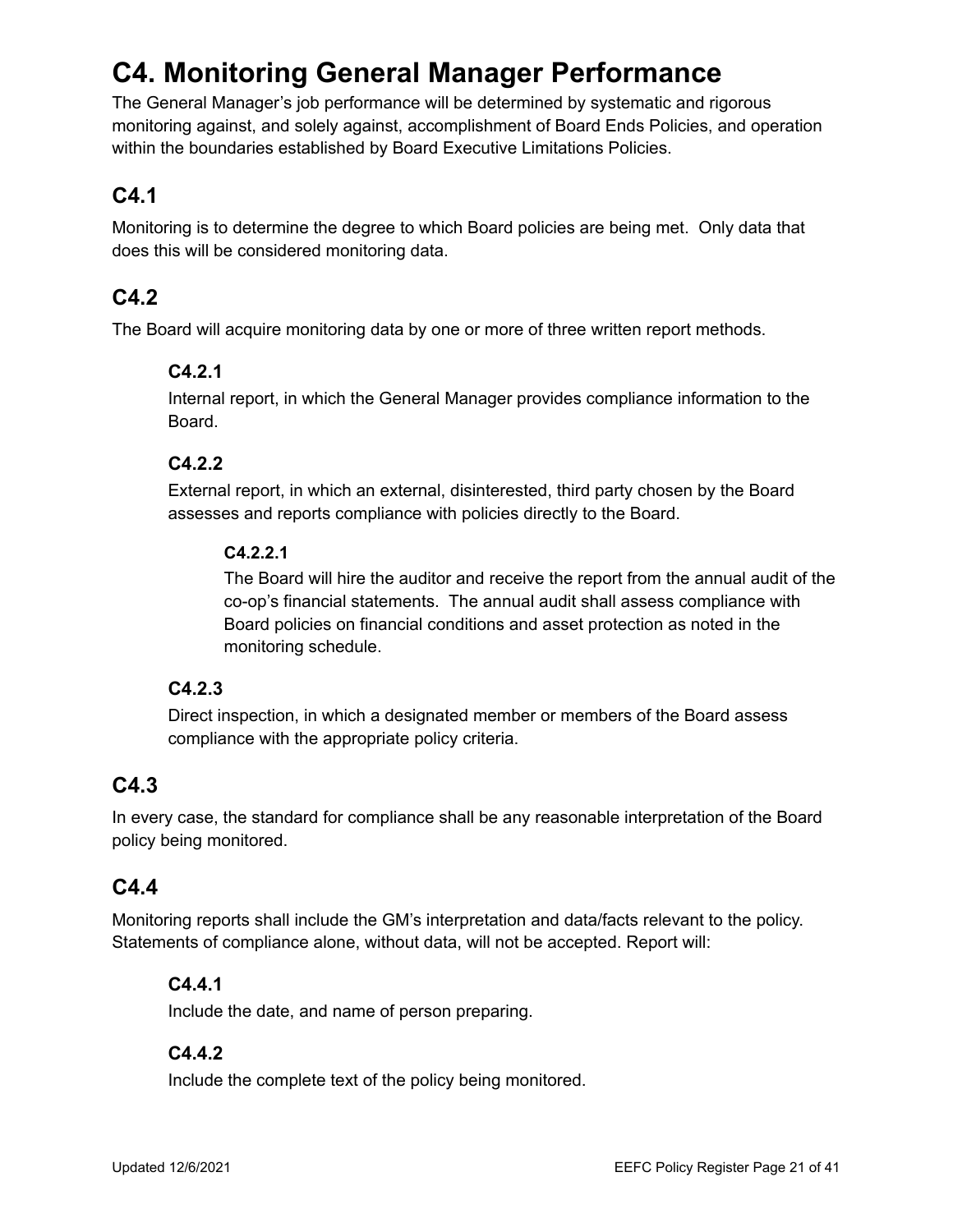# C4. Monitoring General Manager Performance

The General Manager's job performance will be determined by systematic and rigorous monitoring against, and solely against, accomplishment of Board Ends Policies, and operation within the boundaries established by Board Executive Limitations Policies.

## C4.1

Monitoring is to determine the degree to which Board policies are being met. Only data that does this will be considered monitoring data.

## C4.2

The Board will acquire monitoring data by one or more of three written report methods.

### C4.2.1

Internal report, in which the General Manager provides compliance information to the Board.

### C4.2.2

External report, in which an external, disinterested, third party chosen by the Board assesses and reports compliance with policies directly to the Board.

#### C4.2.2.1

The Board will hire the auditor and receive the report from the annual audit of the co-op's financial statements. The annual audit shall assess compliance with Board policies on financial conditions and asset protection as noted in the monitoring schedule.

### C4.2.3

Direct inspection, in which a designated member or members of the Board assess compliance with the appropriate policy criteria.

## C4.3

In every case, the standard for compliance shall be any reasonable interpretation of the Board policy being monitored.

## C4.4

Monitoring reports shall include the GM's interpretation and data/facts relevant to the policy. Statements of compliance alone, without data, will not be accepted. Report will:

### C4.4.1

Include the date, and name of person preparing.

### C4.4.2

Include the complete text of the policy being monitored.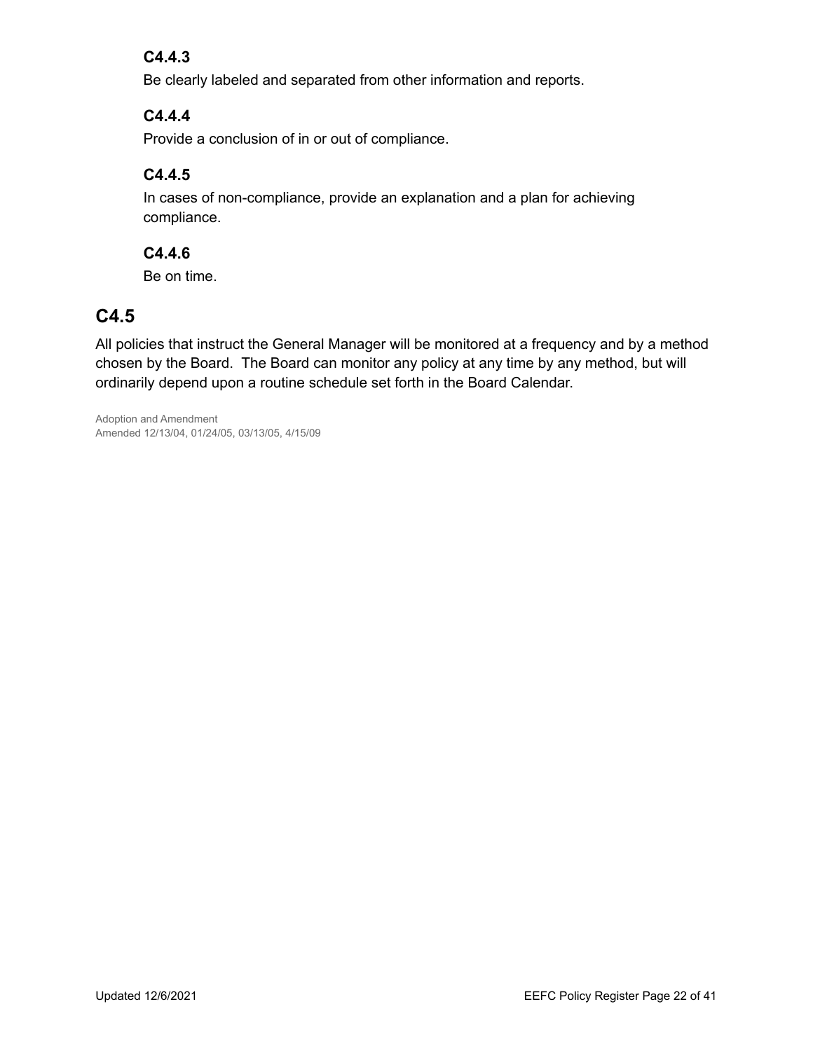### C4.4.3

Be clearly labeled and separated from other information and reports.

### C4.4.4

Provide a conclusion of in or out of compliance.

### C4.4.5

In cases of non-compliance, provide an explanation and a plan for achieving compliance.

### C4.4.6

Be on time.

## C4.5

All policies that instruct the General Manager will be monitored at a frequency and by a method chosen by the Board. The Board can monitor any policy at any time by any method, but will ordinarily depend upon a routine schedule set forth in the Board Calendar.

Adoption and Amendment
Amended 12/13/04, 01/24/05, 03/13/05, 4/15/09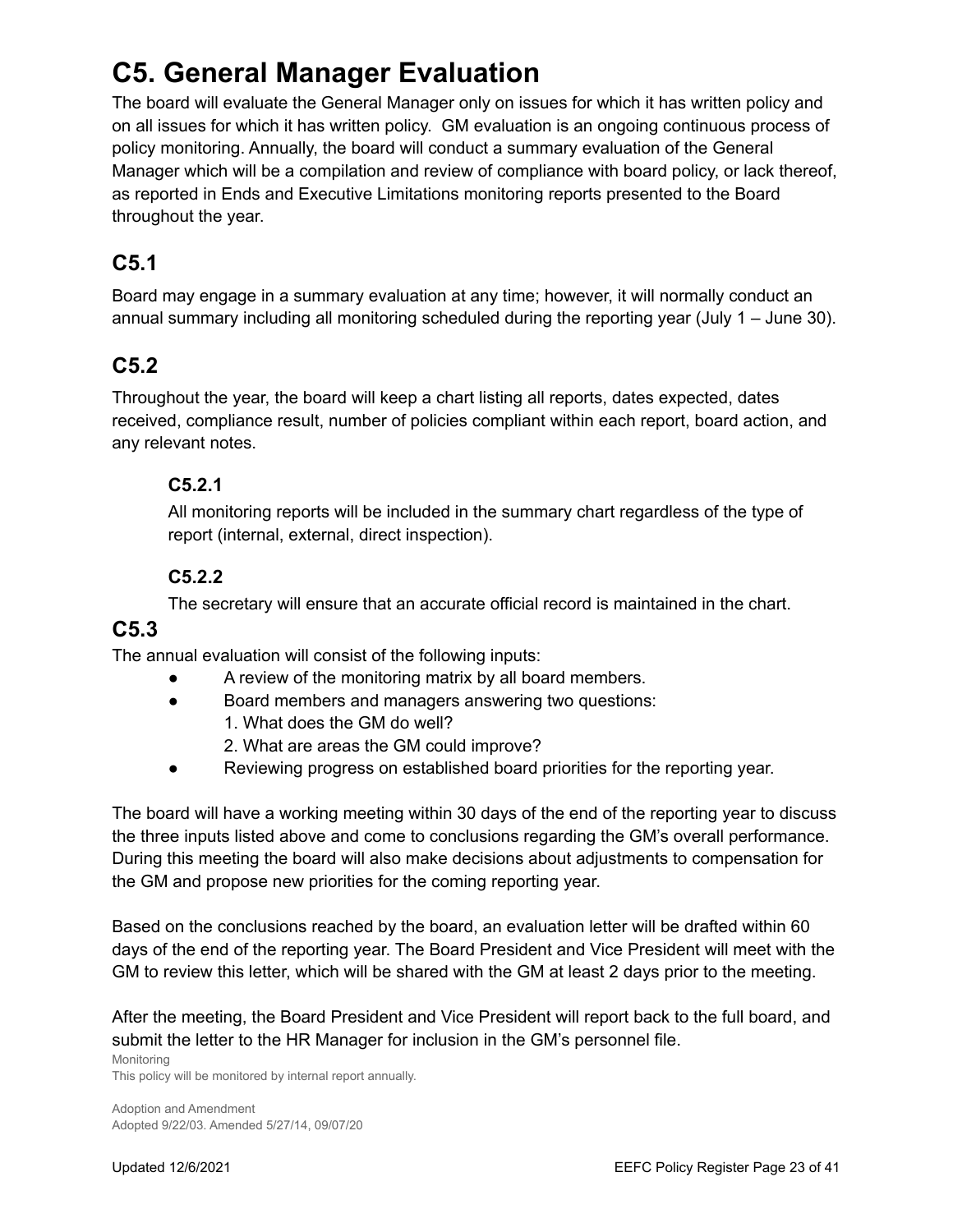# C5. General Manager Evaluation

The board will evaluate the General Manager only on issues for which it has written policy and on all issues for which it has written policy. GM evaluation is an ongoing continuous process of policy monitoring. Annually, the board will conduct a summary evaluation of the General Manager which will be a compilation and review of compliance with board policy, or lack thereof, as reported in Ends and Executive Limitations monitoring reports presented to the Board throughout the year.

## C5.1

Board may engage in a summary evaluation at any time; however, it will normally conduct an annual summary including all monitoring scheduled during the reporting year (July 1 – June 30).

## C5.2

Throughout the year, the board will keep a chart listing all reports, dates expected, dates received, compliance result, number of policies compliant within each report, board action, and any relevant notes.

### C5.2.1

All monitoring reports will be included in the summary chart regardless of the type of report (internal, external, direct inspection).

### C5.2.2

The secretary will ensure that an accurate official record is maintained in the chart.

## C5.3

The annual evaluation will consist of the following inputs:

- A review of the monitoring matrix by all board members.
- Board members and managers answering two questions:
  1. What does the GM do well?
  2. What are areas the GM could improve?
- Reviewing progress on established board priorities for the reporting year.

The board will have a working meeting within 30 days of the end of the reporting year to discuss the three inputs listed above and come to conclusions regarding the GM's overall performance. During this meeting the board will also make decisions about adjustments to compensation for the GM and propose new priorities for the coming reporting year.

Based on the conclusions reached by the board, an evaluation letter will be drafted within 60 days of the end of the reporting year. The Board President and Vice President will meet with the GM to review this letter, which will be shared with the GM at least 2 days prior to the meeting.

After the meeting, the Board President and Vice President will report back to the full board, and submit the letter to the HR Manager for inclusion in the GM's personnel file.

Monitoring
This policy will be monitored by internal report annually.

Adoption and Amendment
Adopted 9/22/03. Amended 5/27/14, 09/07/20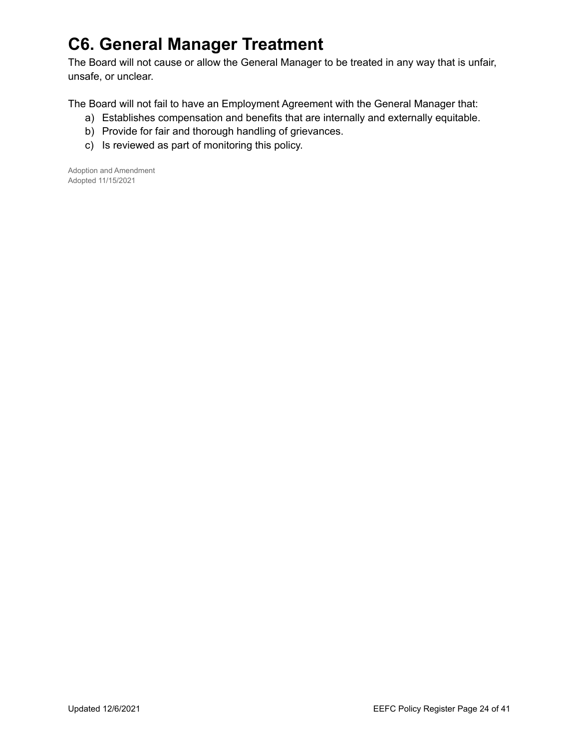# C6. General Manager Treatment

The Board will not cause or allow the General Manager to be treated in any way that is unfair, unsafe, or unclear.

The Board will not fail to have an Employment Agreement with the General Manager that:

a) Establishes compensation and benefits that are internally and externally equitable.
b) Provide for fair and thorough handling of grievances.
c) Is reviewed as part of monitoring this policy.

Adoption and Amendment
Adopted 11/15/2021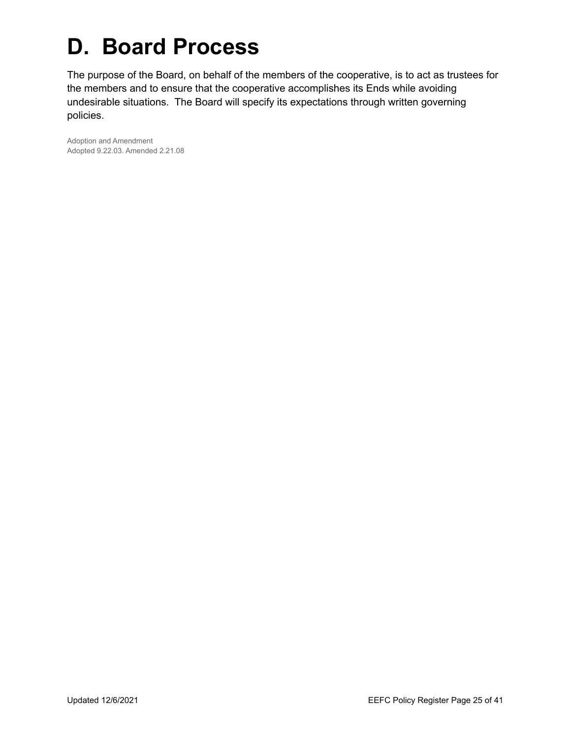# D. Board Process

The purpose of the Board, on behalf of the members of the cooperative, is to act as trustees for the members and to ensure that the cooperative accomplishes its Ends while avoiding undesirable situations. The Board will specify its expectations through written governing policies.

Adoption and Amendment
Adopted 9.22.03. Amended 2.21.08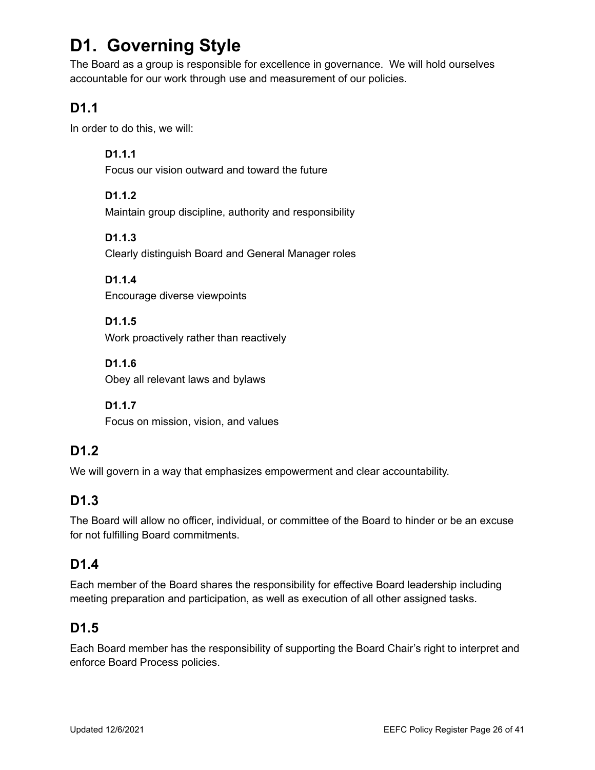# D1. Governing Style

The Board as a group is responsible for excellence in governance. We will hold ourselves accountable for our work through use and measurement of our policies.

## D1.1

In order to do this, we will:

**D1.1.1**
Focus our vision outward and toward the future

**D1.1.2**
Maintain group discipline, authority and responsibility

**D1.1.3**
Clearly distinguish Board and General Manager roles

**D1.1.4**
Encourage diverse viewpoints

**D1.1.5**
Work proactively rather than reactively

**D1.1.6**
Obey all relevant laws and bylaws

**D1.1.7**
Focus on mission, vision, and values

## D1.2

We will govern in a way that emphasizes empowerment and clear accountability.

## D1.3

The Board will allow no officer, individual, or committee of the Board to hinder or be an excuse for not fulfilling Board commitments.

## D1.4

Each member of the Board shares the responsibility for effective Board leadership including meeting preparation and participation, as well as execution of all other assigned tasks.

## D1.5

Each Board member has the responsibility of supporting the Board Chair's right to interpret and enforce Board Process policies.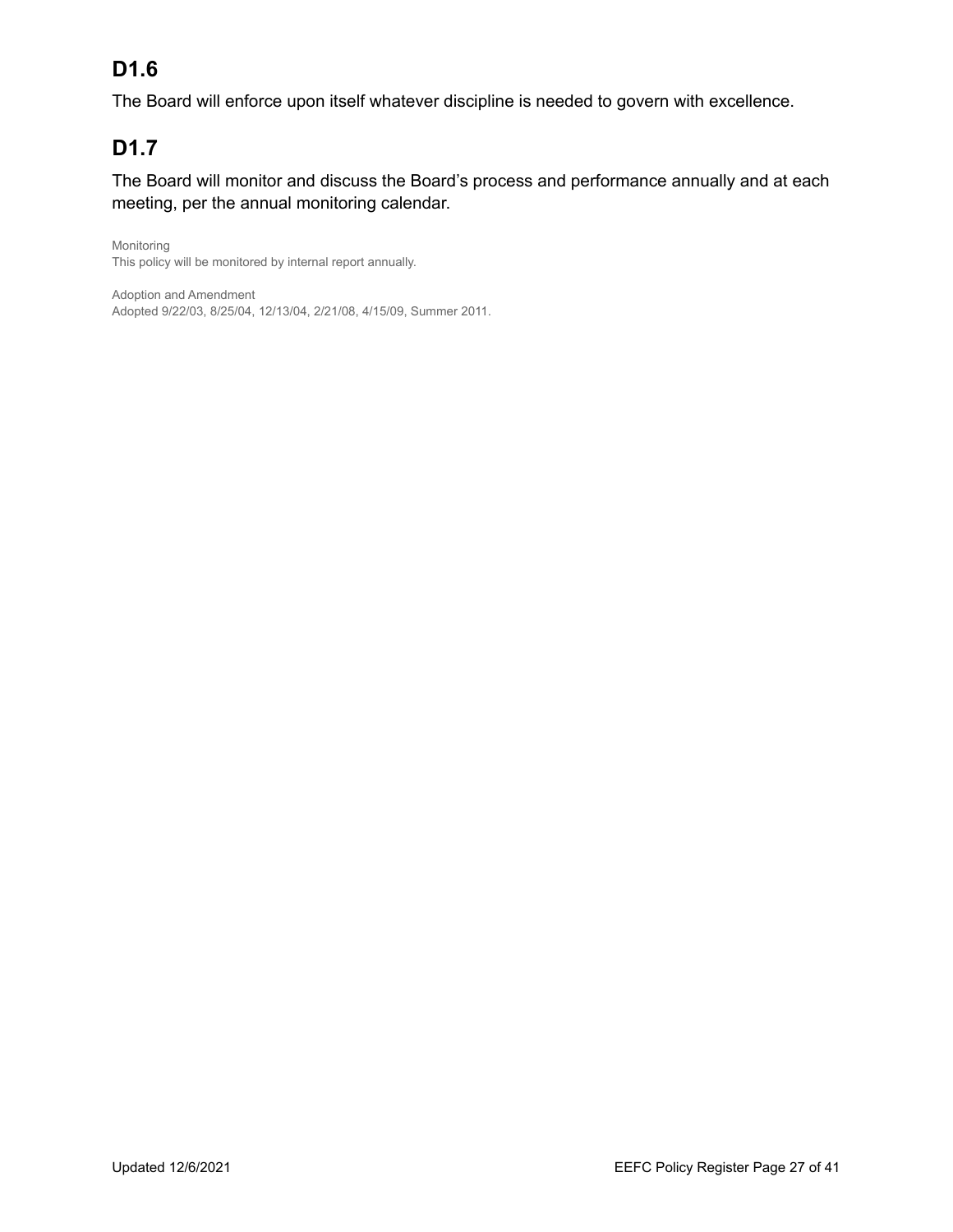## D1.6

The Board will enforce upon itself whatever discipline is needed to govern with excellence.

## D1.7

The Board will monitor and discuss the Board's process and performance annually and at each meeting, per the annual monitoring calendar.

Monitoring
This policy will be monitored by internal report annually.

Adoption and Amendment
Adopted 9/22/03, 8/25/04, 12/13/04, 2/21/08, 4/15/09, Summer 2011.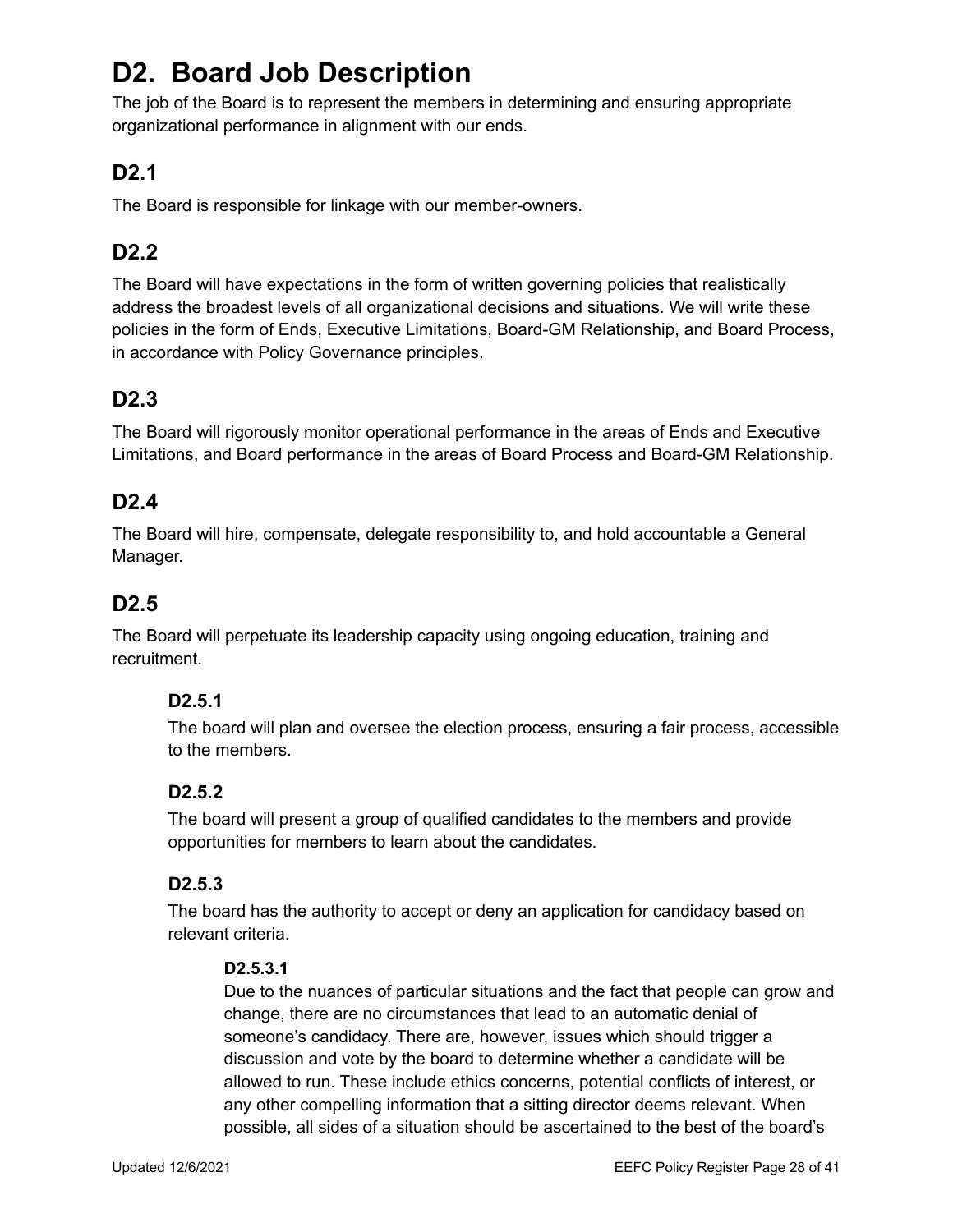# D2. Board Job Description

The job of the Board is to represent the members in determining and ensuring appropriate organizational performance in alignment with our ends.

## D2.1

The Board is responsible for linkage with our member-owners.

## D2.2

The Board will have expectations in the form of written governing policies that realistically address the broadest levels of all organizational decisions and situations. We will write these policies in the form of Ends, Executive Limitations, Board-GM Relationship, and Board Process, in accordance with Policy Governance principles.

## D2.3

The Board will rigorously monitor operational performance in the areas of Ends and Executive Limitations, and Board performance in the areas of Board Process and Board-GM Relationship.

## D2.4

The Board will hire, compensate, delegate responsibility to, and hold accountable a General Manager.

## D2.5

The Board will perpetuate its leadership capacity using ongoing education, training and recruitment.

### D2.5.1

The board will plan and oversee the election process, ensuring a fair process, accessible to the members.

### D2.5.2

The board will present a group of qualified candidates to the members and provide opportunities for members to learn about the candidates.

### D2.5.3

The board has the authority to accept or deny an application for candidacy based on relevant criteria.

#### D2.5.3.1

Due to the nuances of particular situations and the fact that people can grow and change, there are no circumstances that lead to an automatic denial of someone's candidacy. There are, however, issues which should trigger a discussion and vote by the board to determine whether a candidate will be allowed to run. These include ethics concerns, potential conflicts of interest, or any other compelling information that a sitting director deems relevant. When possible, all sides of a situation should be ascertained to the best of the board's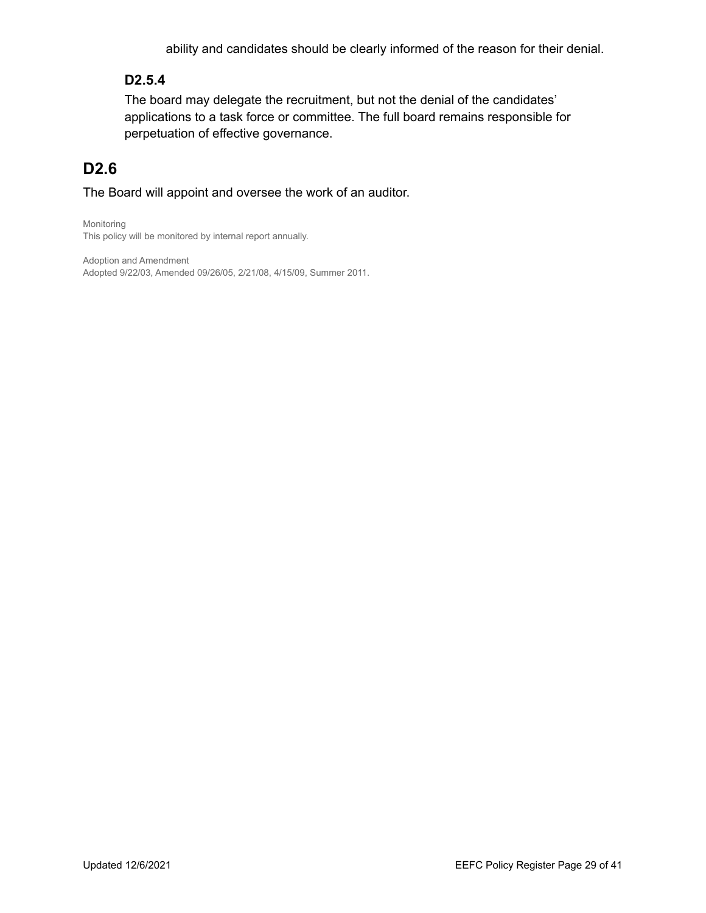ability and candidates should be clearly informed of the reason for their denial.

### D2.5.4

The board may delegate the recruitment, but not the denial of the candidates' applications to a task force or committee. The full board remains responsible for perpetuation of effective governance.

## D2.6

The Board will appoint and oversee the work of an auditor.

Monitoring
This policy will be monitored by internal report annually.

Adoption and Amendment
Adopted 9/22/03, Amended 09/26/05, 2/21/08, 4/15/09, Summer 2011.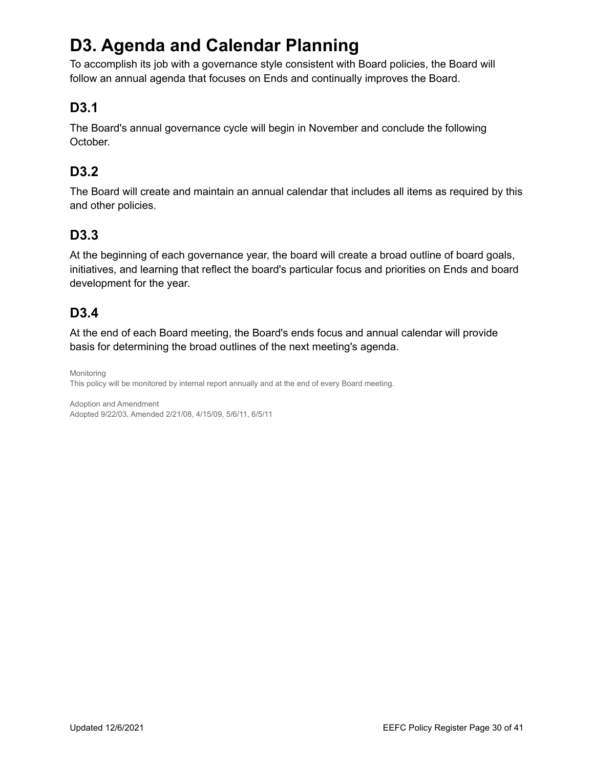# D3. Agenda and Calendar Planning

To accomplish its job with a governance style consistent with Board policies, the Board will follow an annual agenda that focuses on Ends and continually improves the Board.

## D3.1

The Board's annual governance cycle will begin in November and conclude the following October.

## D3.2

The Board will create and maintain an annual calendar that includes all items as required by this and other policies.

## D3.3

At the beginning of each governance year, the board will create a broad outline of board goals, initiatives, and learning that reflect the board's particular focus and priorities on Ends and board development for the year.

## D3.4

At the end of each Board meeting, the Board's ends focus and annual calendar will provide basis for determining the broad outlines of the next meeting's agenda.

Monitoring
This policy will be monitored by internal report annually and at the end of every Board meeting.

Adoption and Amendment
Adopted 9/22/03, Amended 2/21/08, 4/15/09, 5/6/11, 6/5/11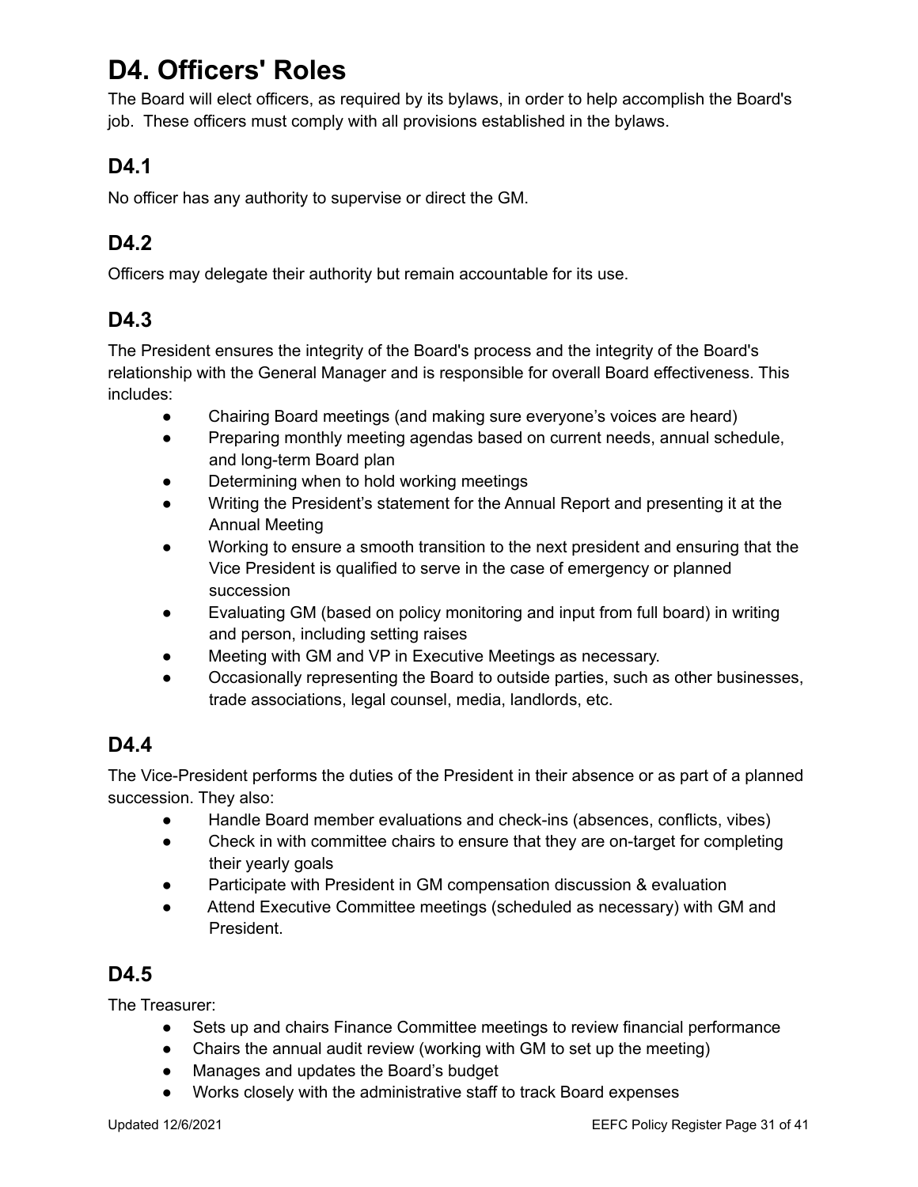# D4. Officers' Roles

The Board will elect officers, as required by its bylaws, in order to help accomplish the Board's job. These officers must comply with all provisions established in the bylaws.

## D4.1

No officer has any authority to supervise or direct the GM.

## D4.2

Officers may delegate their authority but remain accountable for its use.

## D4.3

The President ensures the integrity of the Board's process and the integrity of the Board's relationship with the General Manager and is responsible for overall Board effectiveness. This includes:

- Chairing Board meetings (and making sure everyone's voices are heard)
- Preparing monthly meeting agendas based on current needs, annual schedule, and long-term Board plan
- Determining when to hold working meetings
- Writing the President's statement for the Annual Report and presenting it at the Annual Meeting
- Working to ensure a smooth transition to the next president and ensuring that the Vice President is qualified to serve in the case of emergency or planned succession
- Evaluating GM (based on policy monitoring and input from full board) in writing and person, including setting raises
- Meeting with GM and VP in Executive Meetings as necessary.
- Occasionally representing the Board to outside parties, such as other businesses, trade associations, legal counsel, media, landlords, etc.

## D4.4

The Vice-President performs the duties of the President in their absence or as part of a planned succession. They also:

- Handle Board member evaluations and check-ins (absences, conflicts, vibes)
- Check in with committee chairs to ensure that they are on-target for completing their yearly goals
- Participate with President in GM compensation discussion & evaluation
- Attend Executive Committee meetings (scheduled as necessary) with GM and President.

## D4.5

The Treasurer:

- Sets up and chairs Finance Committee meetings to review financial performance
- Chairs the annual audit review (working with GM to set up the meeting)
- Manages and updates the Board's budget
- Works closely with the administrative staff to track Board expenses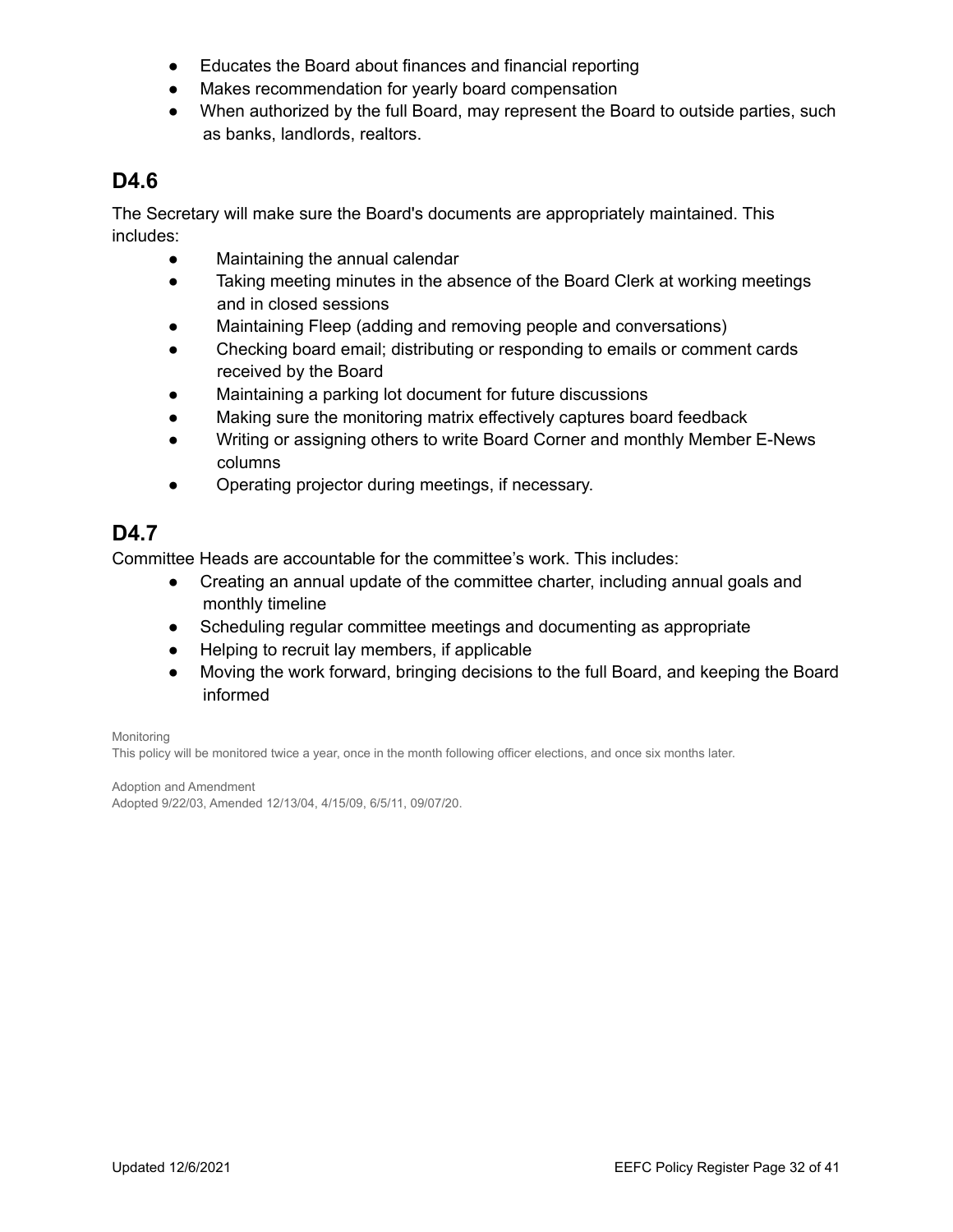- Educates the Board about finances and financial reporting
- Makes recommendation for yearly board compensation
- When authorized by the full Board, may represent the Board to outside parties, such as banks, landlords, realtors.

## D4.6

The Secretary will make sure the Board's documents are appropriately maintained. This includes:

- Maintaining the annual calendar
- Taking meeting minutes in the absence of the Board Clerk at working meetings and in closed sessions
- Maintaining Fleep (adding and removing people and conversations)
- Checking board email; distributing or responding to emails or comment cards received by the Board
- Maintaining a parking lot document for future discussions
- Making sure the monitoring matrix effectively captures board feedback
- Writing or assigning others to write Board Corner and monthly Member E-News columns
- Operating projector during meetings, if necessary.

## D4.7

Committee Heads are accountable for the committee's work. This includes:

- Creating an annual update of the committee charter, including annual goals and monthly timeline
- Scheduling regular committee meetings and documenting as appropriate
- Helping to recruit lay members, if applicable
- Moving the work forward, bringing decisions to the full Board, and keeping the Board informed

Monitoring
This policy will be monitored twice a year, once in the month following officer elections, and once six months later.

Adoption and Amendment
Adopted 9/22/03, Amended 12/13/04, 4/15/09, 6/5/11, 09/07/20.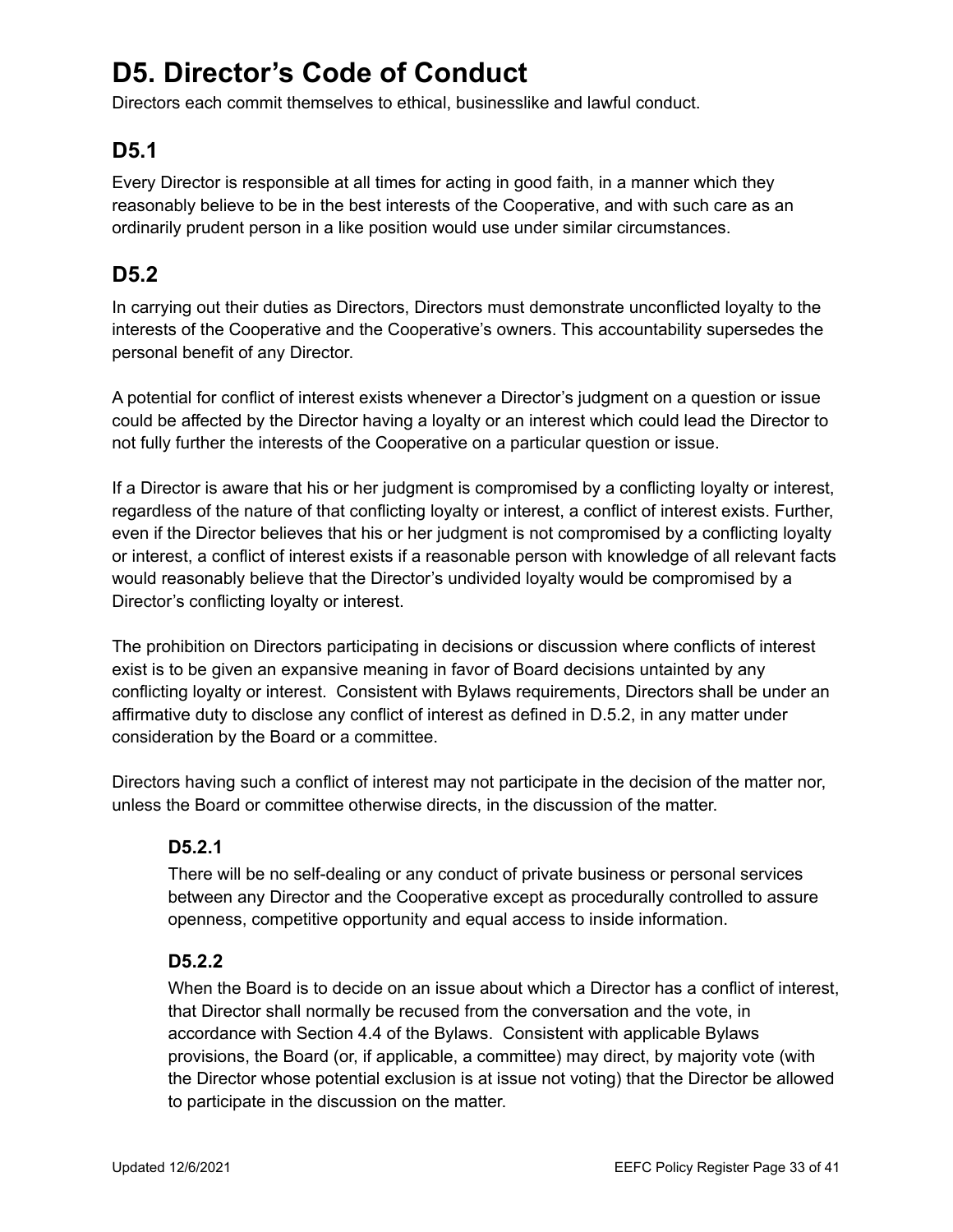# D5. Director's Code of Conduct

Directors each commit themselves to ethical, businesslike and lawful conduct.

## D5.1

Every Director is responsible at all times for acting in good faith, in a manner which they reasonably believe to be in the best interests of the Cooperative, and with such care as an ordinarily prudent person in a like position would use under similar circumstances.

## D5.2

In carrying out their duties as Directors, Directors must demonstrate unconflicted loyalty to the interests of the Cooperative and the Cooperative's owners. This accountability supersedes the personal benefit of any Director.

A potential for conflict of interest exists whenever a Director's judgment on a question or issue could be affected by the Director having a loyalty or an interest which could lead the Director to not fully further the interests of the Cooperative on a particular question or issue.

If a Director is aware that his or her judgment is compromised by a conflicting loyalty or interest, regardless of the nature of that conflicting loyalty or interest, a conflict of interest exists. Further, even if the Director believes that his or her judgment is not compromised by a conflicting loyalty or interest, a conflict of interest exists if a reasonable person with knowledge of all relevant facts would reasonably believe that the Director's undivided loyalty would be compromised by a Director's conflicting loyalty or interest.

The prohibition on Directors participating in decisions or discussion where conflicts of interest exist is to be given an expansive meaning in favor of Board decisions untainted by any conflicting loyalty or interest. Consistent with Bylaws requirements, Directors shall be under an affirmative duty to disclose any conflict of interest as defined in D.5.2, in any matter under consideration by the Board or a committee.

Directors having such a conflict of interest may not participate in the decision of the matter nor, unless the Board or committee otherwise directs, in the discussion of the matter.

### D5.2.1

There will be no self-dealing or any conduct of private business or personal services between any Director and the Cooperative except as procedurally controlled to assure openness, competitive opportunity and equal access to inside information.

### D5.2.2

When the Board is to decide on an issue about which a Director has a conflict of interest, that Director shall normally be recused from the conversation and the vote, in accordance with Section 4.4 of the Bylaws. Consistent with applicable Bylaws provisions, the Board (or, if applicable, a committee) may direct, by majority vote (with the Director whose potential exclusion is at issue not voting) that the Director be allowed to participate in the discussion on the matter.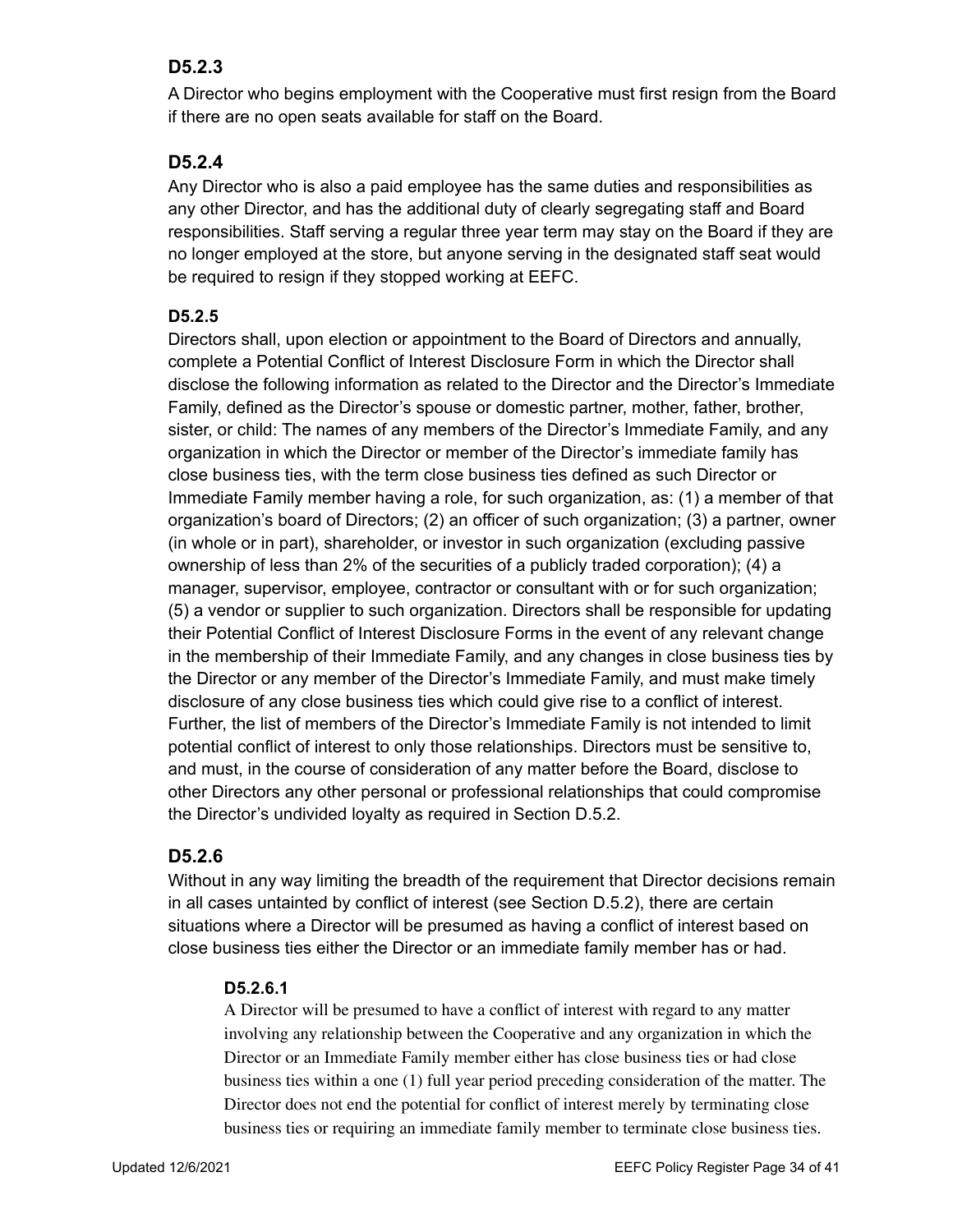### D5.2.3

A Director who begins employment with the Cooperative must first resign from the Board if there are no open seats available for staff on the Board.

### D5.2.4

Any Director who is also a paid employee has the same duties and responsibilities as any other Director, and has the additional duty of clearly segregating staff and Board responsibilities. Staff serving a regular three year term may stay on the Board if they are no longer employed at the store, but anyone serving in the designated staff seat would be required to resign if they stopped working at EEFC.

### D5.2.5

Directors shall, upon election or appointment to the Board of Directors and annually, complete a Potential Conflict of Interest Disclosure Form in which the Director shall disclose the following information as related to the Director and the Director's Immediate Family, defined as the Director's spouse or domestic partner, mother, father, brother, sister, or child: The names of any members of the Director's Immediate Family, and any organization in which the Director or member of the Director's immediate family has close business ties, with the term close business ties defined as such Director or Immediate Family member having a role, for such organization, as: (1) a member of that organization's board of Directors; (2) an officer of such organization; (3) a partner, owner (in whole or in part), shareholder, or investor in such organization (excluding passive ownership of less than 2% of the securities of a publicly traded corporation); (4) a manager, supervisor, employee, contractor or consultant with or for such organization; (5) a vendor or supplier to such organization. Directors shall be responsible for updating their Potential Conflict of Interest Disclosure Forms in the event of any relevant change in the membership of their Immediate Family, and any changes in close business ties by the Director or any member of the Director's Immediate Family, and must make timely disclosure of any close business ties which could give rise to a conflict of interest. Further, the list of members of the Director's Immediate Family is not intended to limit potential conflict of interest to only those relationships. Directors must be sensitive to, and must, in the course of consideration of any matter before the Board, disclose to other Directors any other personal or professional relationships that could compromise the Director's undivided loyalty as required in Section D.5.2.

### D5.2.6

Without in any way limiting the breadth of the requirement that Director decisions remain in all cases untainted by conflict of interest (see Section D.5.2), there are certain situations where a Director will be presumed as having a conflict of interest based on close business ties either the Director or an immediate family member has or had.

#### D5.2.6.1

A Director will be presumed to have a conflict of interest with regard to any matter involving any relationship between the Cooperative and any organization in which the Director or an Immediate Family member either has close business ties or had close business ties within a one (1) full year period preceding consideration of the matter. The Director does not end the potential for conflict of interest merely by terminating close business ties or requiring an immediate family member to terminate close business ties.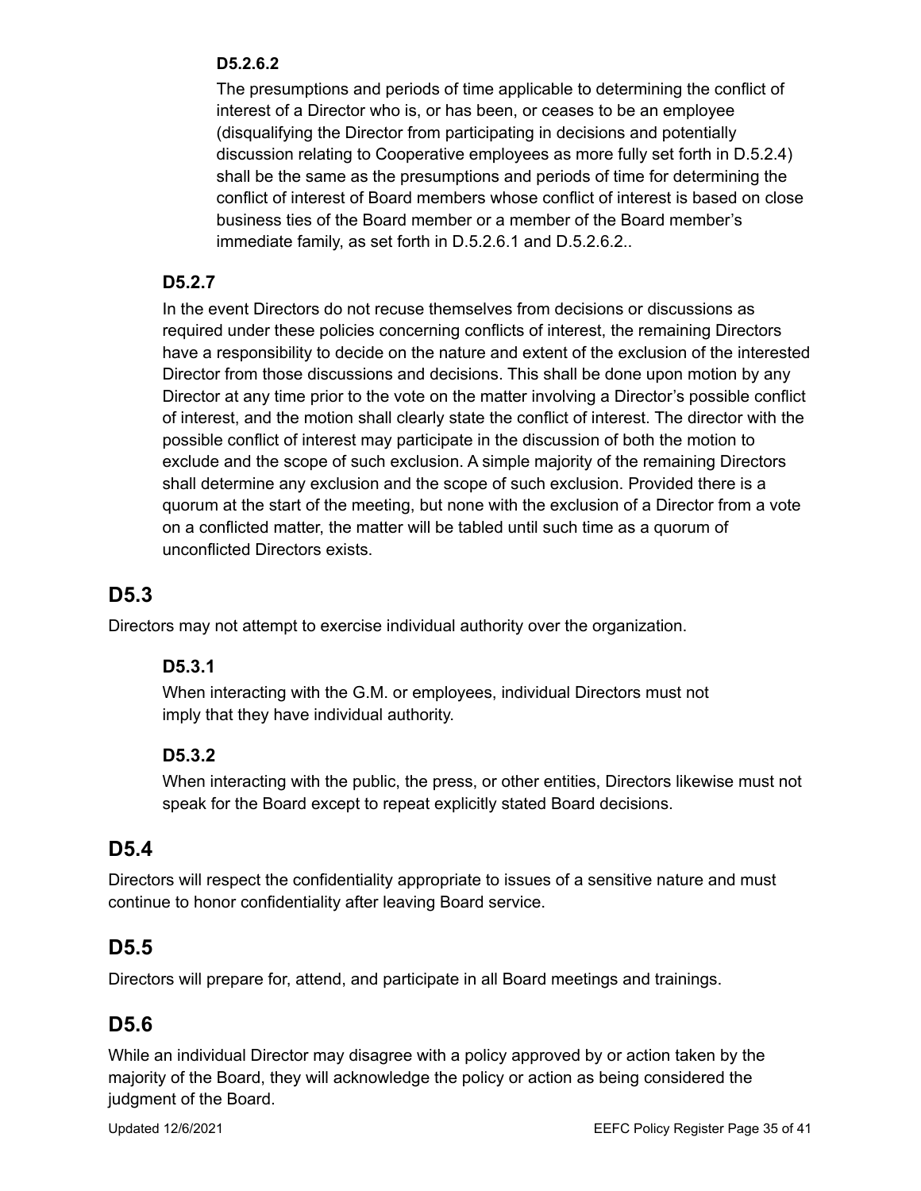#### D5.2.6.2

The presumptions and periods of time applicable to determining the conflict of interest of a Director who is, or has been, or ceases to be an employee (disqualifying the Director from participating in decisions and potentially discussion relating to Cooperative employees as more fully set forth in D.5.2.4) shall be the same as the presumptions and periods of time for determining the conflict of interest of Board members whose conflict of interest is based on close business ties of the Board member or a member of the Board member's immediate family, as set forth in D.5.2.6.1 and D.5.2.6.2..

### D5.2.7

In the event Directors do not recuse themselves from decisions or discussions as required under these policies concerning conflicts of interest, the remaining Directors have a responsibility to decide on the nature and extent of the exclusion of the interested Director from those discussions and decisions. This shall be done upon motion by any Director at any time prior to the vote on the matter involving a Director's possible conflict of interest, and the motion shall clearly state the conflict of interest. The director with the possible conflict of interest may participate in the discussion of both the motion to exclude and the scope of such exclusion. A simple majority of the remaining Directors shall determine any exclusion and the scope of such exclusion. Provided there is a quorum at the start of the meeting, but none with the exclusion of a Director from a vote on a conflicted matter, the matter will be tabled until such time as a quorum of unconflicted Directors exists.

## D5.3

Directors may not attempt to exercise individual authority over the organization.

### D5.3.1

When interacting with the G.M. or employees, individual Directors must not imply that they have individual authority.

### D5.3.2

When interacting with the public, the press, or other entities, Directors likewise must not speak for the Board except to repeat explicitly stated Board decisions.

## D5.4

Directors will respect the confidentiality appropriate to issues of a sensitive nature and must continue to honor confidentiality after leaving Board service.

## D5.5

Directors will prepare for, attend, and participate in all Board meetings and trainings.

## D5.6

While an individual Director may disagree with a policy approved by or action taken by the majority of the Board, they will acknowledge the policy or action as being considered the judgment of the Board.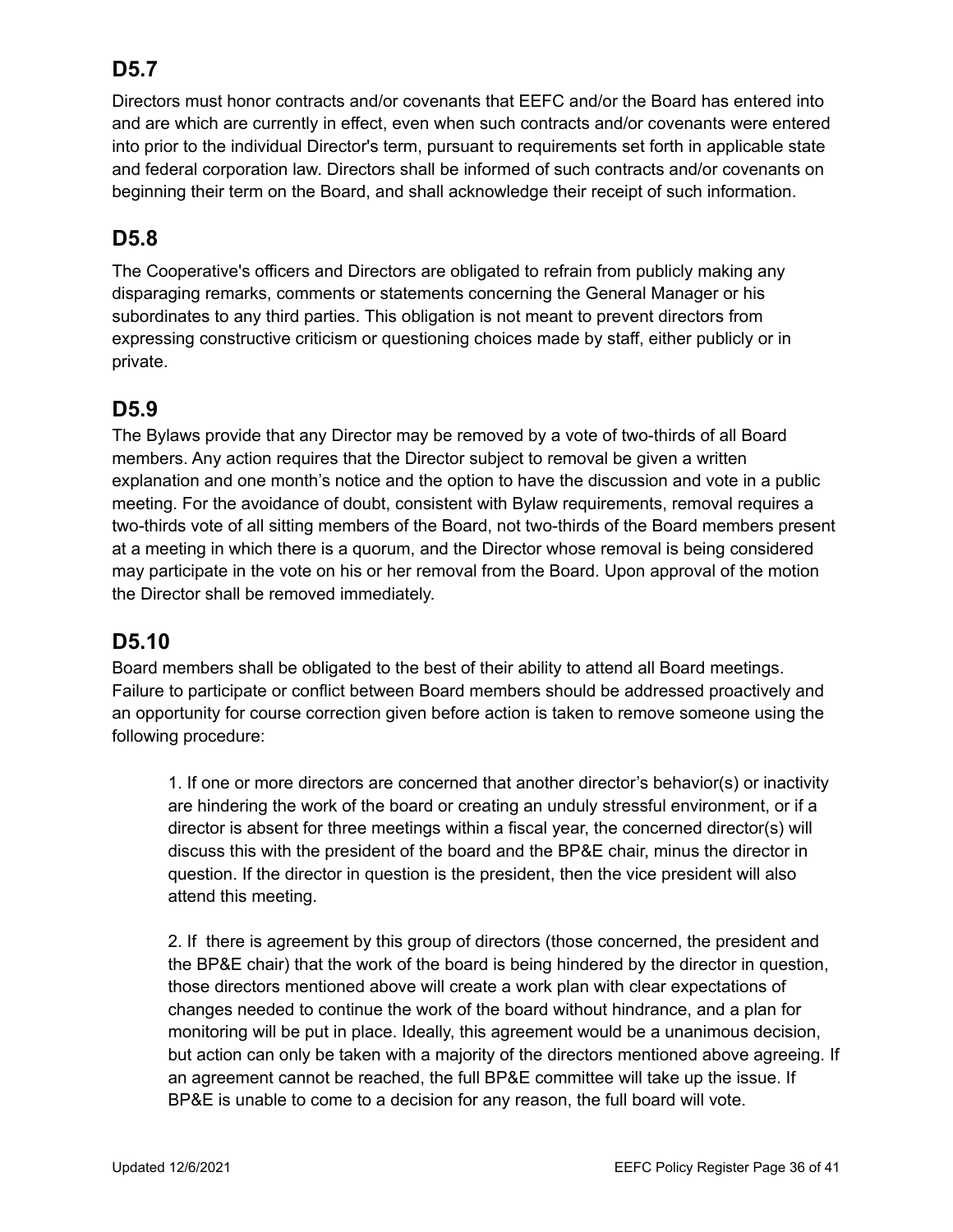## D5.7

Directors must honor contracts and/or covenants that EEFC and/or the Board has entered into and are which are currently in effect, even when such contracts and/or covenants were entered into prior to the individual Director's term, pursuant to requirements set forth in applicable state and federal corporation law. Directors shall be informed of such contracts and/or covenants on beginning their term on the Board, and shall acknowledge their receipt of such information.

## D5.8

The Cooperative's officers and Directors are obligated to refrain from publicly making any disparaging remarks, comments or statements concerning the General Manager or his subordinates to any third parties. This obligation is not meant to prevent directors from expressing constructive criticism or questioning choices made by staff, either publicly or in private.

## D5.9

The Bylaws provide that any Director may be removed by a vote of two-thirds of all Board members. Any action requires that the Director subject to removal be given a written explanation and one month's notice and the option to have the discussion and vote in a public meeting. For the avoidance of doubt, consistent with Bylaw requirements, removal requires a two-thirds vote of all sitting members of the Board, not two-thirds of the Board members present at a meeting in which there is a quorum, and the Director whose removal is being considered may participate in the vote on his or her removal from the Board. Upon approval of the motion the Director shall be removed immediately.

## D5.10

Board members shall be obligated to the best of their ability to attend all Board meetings. Failure to participate or conflict between Board members should be addressed proactively and an opportunity for course correction given before action is taken to remove someone using the following procedure:

1. If one or more directors are concerned that another director's behavior(s) or inactivity are hindering the work of the board or creating an unduly stressful environment, or if a director is absent for three meetings within a fiscal year, the concerned director(s) will discuss this with the president of the board and the BP&E chair, minus the director in question. If the director in question is the president, then the vice president will also attend this meeting.

2. If there is agreement by this group of directors (those concerned, the president and the BP&E chair) that the work of the board is being hindered by the director in question, those directors mentioned above will create a work plan with clear expectations of changes needed to continue the work of the board without hindrance, and a plan for monitoring will be put in place. Ideally, this agreement would be a unanimous decision, but action can only be taken with a majority of the directors mentioned above agreeing. If an agreement cannot be reached, the full BP&E committee will take up the issue. If BP&E is unable to come to a decision for any reason, the full board will vote.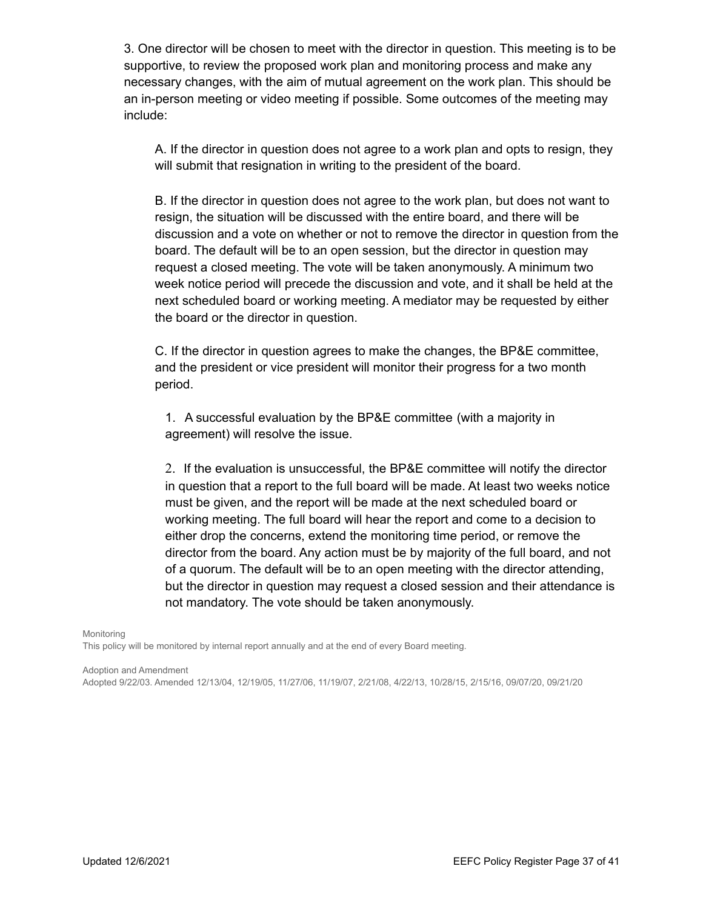3. One director will be chosen to meet with the director in question. This meeting is to be supportive, to review the proposed work plan and monitoring process and make any necessary changes, with the aim of mutual agreement on the work plan. This should be an in-person meeting or video meeting if possible. Some outcomes of the meeting may include:

A. If the director in question does not agree to a work plan and opts to resign, they will submit that resignation in writing to the president of the board.

B. If the director in question does not agree to the work plan, but does not want to resign, the situation will be discussed with the entire board, and there will be discussion and a vote on whether or not to remove the director in question from the board. The default will be to an open session, but the director in question may request a closed meeting. The vote will be taken anonymously. A minimum two week notice period will precede the discussion and vote, and it shall be held at the next scheduled board or working meeting. A mediator may be requested by either the board or the director in question.

C. If the director in question agrees to make the changes, the BP&E committee, and the president or vice president will monitor their progress for a two month period.

1. A successful evaluation by the BP&E committee (with a majority in agreement) will resolve the issue.

2. If the evaluation is unsuccessful, the BP&E committee will notify the director in question that a report to the full board will be made. At least two weeks notice must be given, and the report will be made at the next scheduled board or working meeting. The full board will hear the report and come to a decision to either drop the concerns, extend the monitoring time period, or remove the director from the board. Any action must be by majority of the full board, and not of a quorum. The default will be to an open meeting with the director attending, but the director in question may request a closed session and their attendance is not mandatory. The vote should be taken anonymously.

Monitoring

This policy will be monitored by internal report annually and at the end of every Board meeting.

Adoption and Amendment

Adopted 9/22/03. Amended 12/13/04, 12/19/05, 11/27/06, 11/19/07, 2/21/08, 4/22/13, 10/28/15, 2/15/16, 09/07/20, 09/21/20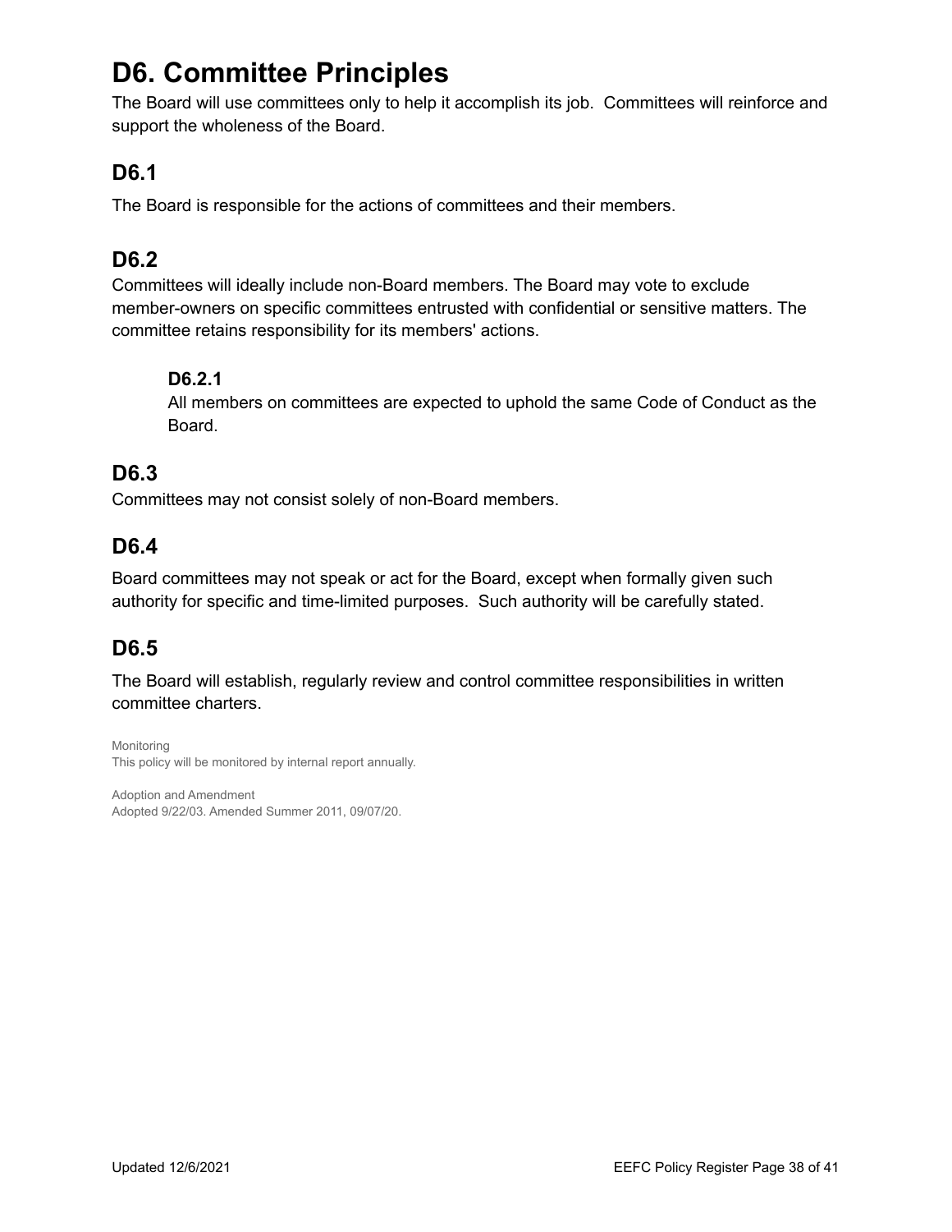# D6. Committee Principles

The Board will use committees only to help it accomplish its job. Committees will reinforce and support the wholeness of the Board.

## D6.1

The Board is responsible for the actions of committees and their members.

## D6.2

Committees will ideally include non-Board members. The Board may vote to exclude member-owners on specific committees entrusted with confidential or sensitive matters. The committee retains responsibility for its members' actions.

### D6.2.1

All members on committees are expected to uphold the same Code of Conduct as the Board.

## D6.3

Committees may not consist solely of non-Board members.

## D6.4

Board committees may not speak or act for the Board, except when formally given such authority for specific and time-limited purposes. Such authority will be carefully stated.

## D6.5

The Board will establish, regularly review and control committee responsibilities in written committee charters.

Monitoring
This policy will be monitored by internal report annually.

Adoption and Amendment
Adopted 9/22/03. Amended Summer 2011, 09/07/20.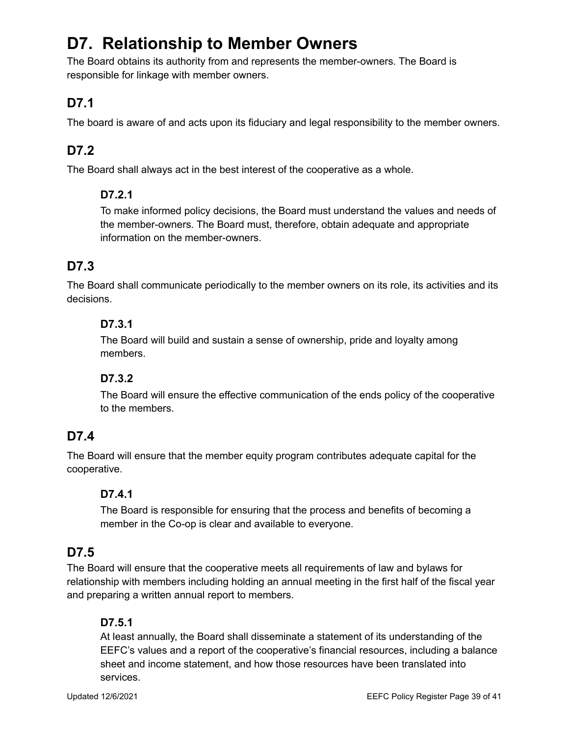# D7. Relationship to Member Owners

The Board obtains its authority from and represents the member-owners. The Board is responsible for linkage with member owners.

## D7.1

The board is aware of and acts upon its fiduciary and legal responsibility to the member owners.

## D7.2

The Board shall always act in the best interest of the cooperative as a whole.

### D7.2.1

To make informed policy decisions, the Board must understand the values and needs of the member-owners. The Board must, therefore, obtain adequate and appropriate information on the member-owners.

## D7.3

The Board shall communicate periodically to the member owners on its role, its activities and its decisions.

### D7.3.1

The Board will build and sustain a sense of ownership, pride and loyalty among members.

### D7.3.2

The Board will ensure the effective communication of the ends policy of the cooperative to the members.

## D7.4

The Board will ensure that the member equity program contributes adequate capital for the cooperative.

### D7.4.1

The Board is responsible for ensuring that the process and benefits of becoming a member in the Co-op is clear and available to everyone.

## D7.5

The Board will ensure that the cooperative meets all requirements of law and bylaws for relationship with members including holding an annual meeting in the first half of the fiscal year and preparing a written annual report to members.

### D7.5.1

At least annually, the Board shall disseminate a statement of its understanding of the EEFC's values and a report of the cooperative's financial resources, including a balance sheet and income statement, and how those resources have been translated into services.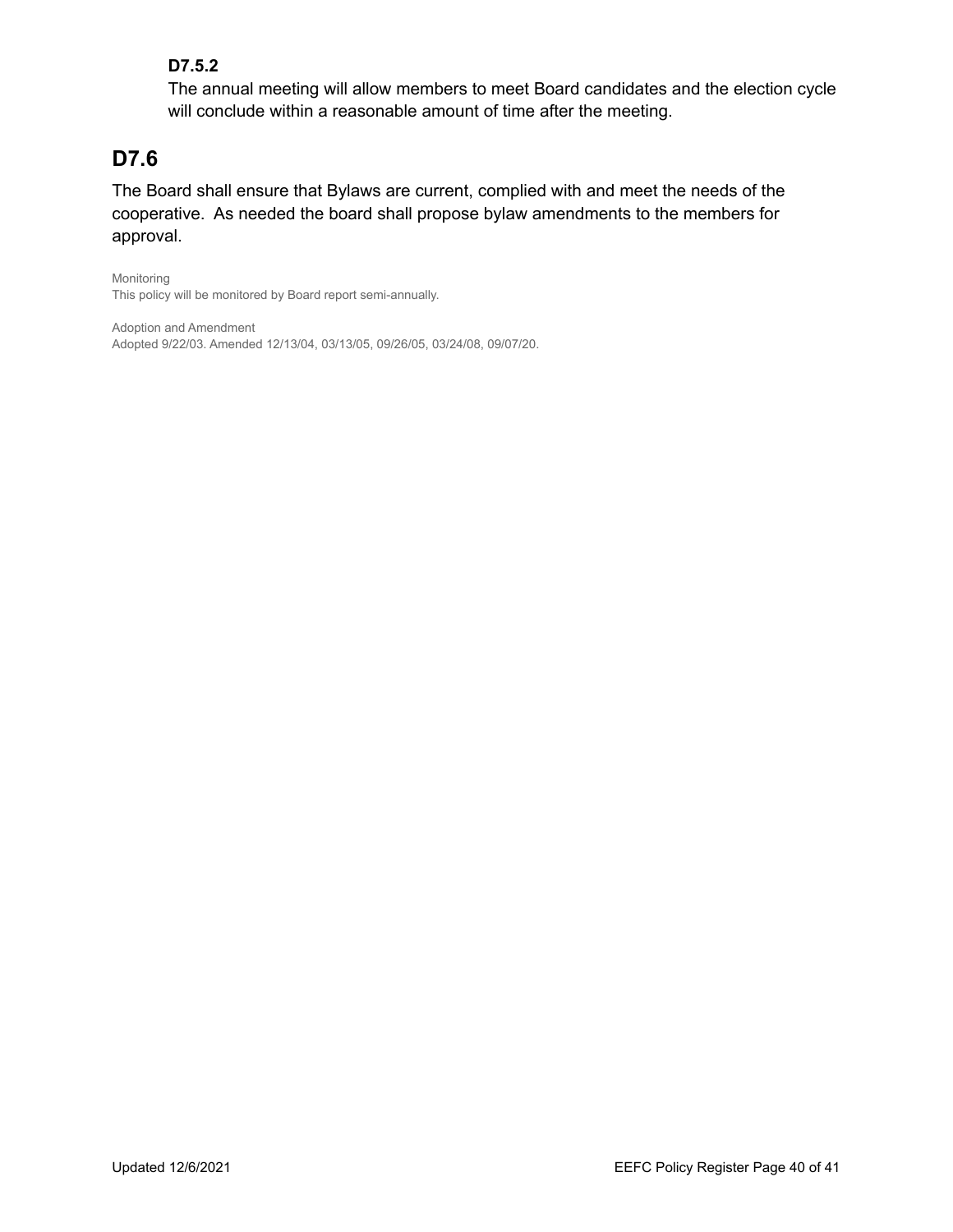#### D7.5.2

The annual meeting will allow members to meet Board candidates and the election cycle will conclude within a reasonable amount of time after the meeting.

## D7.6

The Board shall ensure that Bylaws are current, complied with and meet the needs of the cooperative.  As needed the board shall propose bylaw amendments to the members for approval.

Monitoring
This policy will be monitored by Board report semi-annually.

Adoption and Amendment
Adopted 9/22/03. Amended 12/13/04, 03/13/05, 09/26/05, 03/24/08, 09/07/20.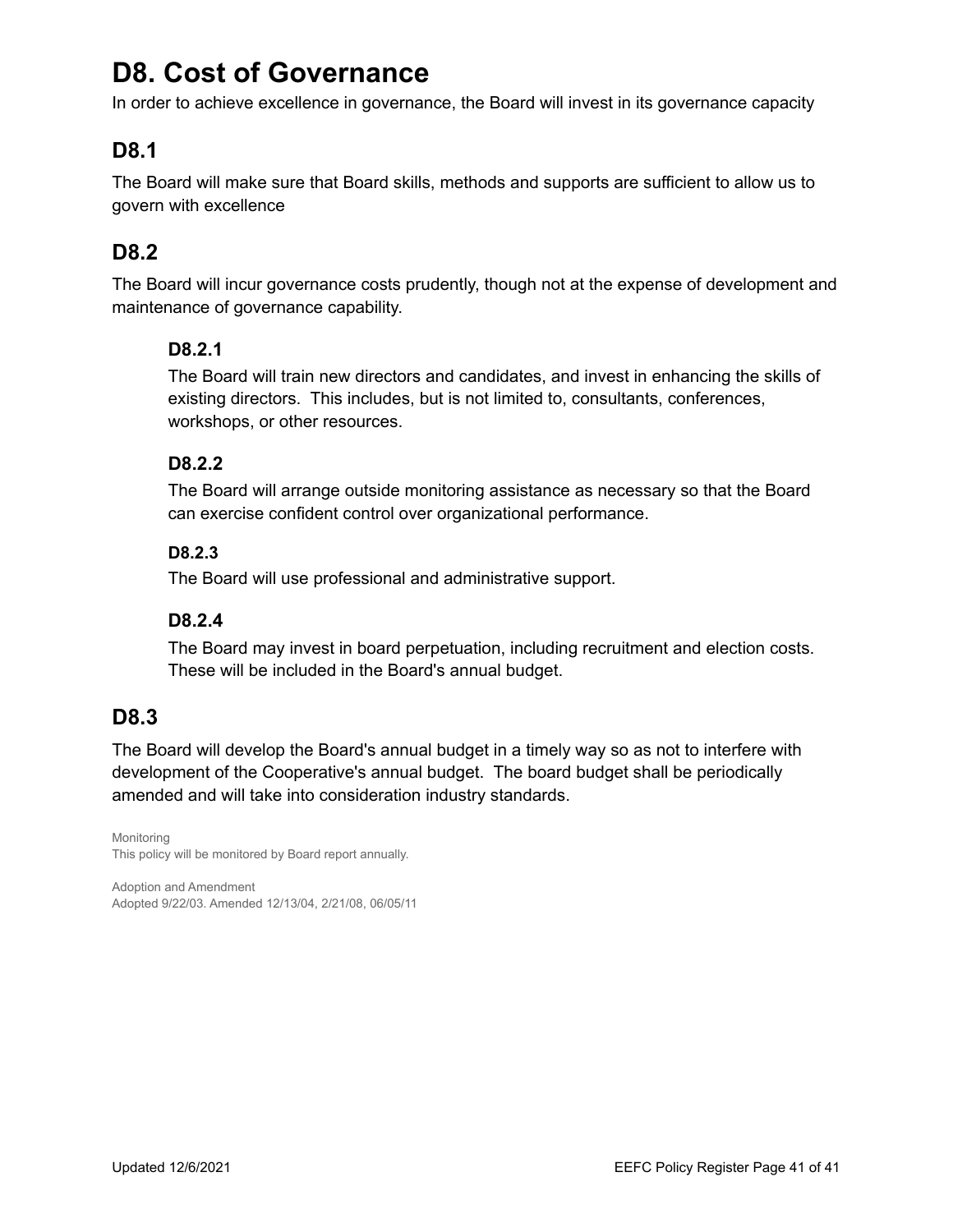# D8. Cost of Governance

In order to achieve excellence in governance, the Board will invest in its governance capacity

## D8.1

The Board will make sure that Board skills, methods and supports are sufficient to allow us to govern with excellence

## D8.2

The Board will incur governance costs prudently, though not at the expense of development and maintenance of governance capability.

### D8.2.1

The Board will train new directors and candidates, and invest in enhancing the skills of existing directors. This includes, but is not limited to, consultants, conferences, workshops, or other resources.

### D8.2.2

The Board will arrange outside monitoring assistance as necessary so that the Board can exercise confident control over organizational performance.

### D8.2.3

The Board will use professional and administrative support.

### D8.2.4

The Board may invest in board perpetuation, including recruitment and election costs. These will be included in the Board's annual budget.

## D8.3

The Board will develop the Board's annual budget in a timely way so as not to interfere with development of the Cooperative's annual budget. The board budget shall be periodically amended and will take into consideration industry standards.

Monitoring
This policy will be monitored by Board report annually.

Adoption and Amendment
Adopted 9/22/03. Amended 12/13/04, 2/21/08, 06/05/11